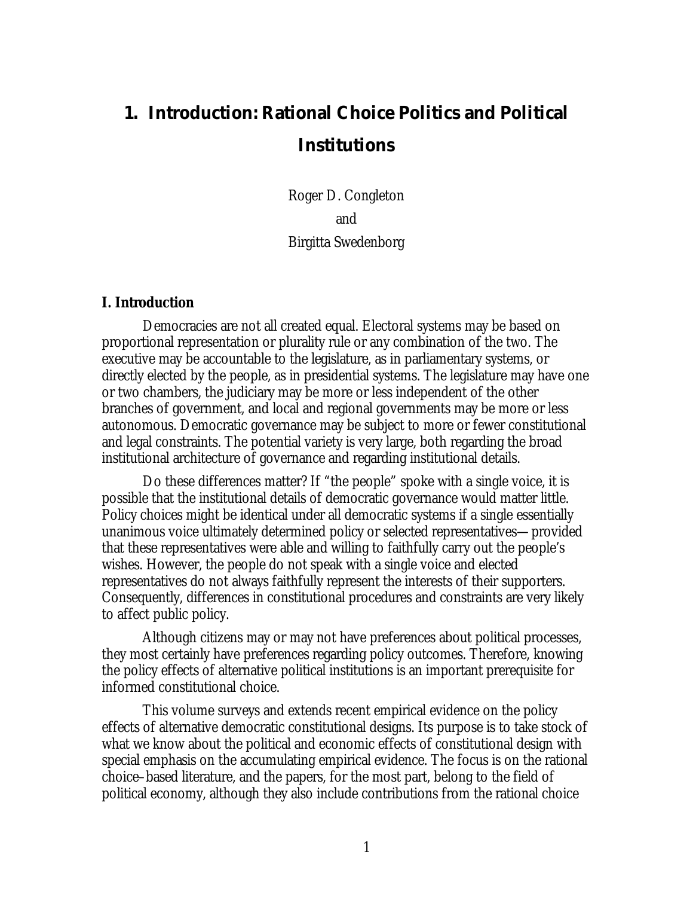# 1. Introduction: Rational Choice Politics and Political Institutions

Roger D. Congleton

and

Birgitta Swedenborg

## I. Introduction

Democracies are not all created equal. Electoral systems may be based on proportional representation or plurality rule or any combination of the two. The executive may be accountable to the legislature, as in parliamentary systems, or directly elected by the people, as in presidential systems. The legislature may have one or two chambers, the judiciary may be more or less independent of the other branches of government, and local and regional governments may be more or less autonomous. Democratic governance may be subject to more or fewer constitutional and legal constraints. The potential variety is very large, both regarding the broad institutional architecture of governance and regarding institutional details.

Do these differences matter? If "the people" spoke with a single voice, it is possible that the institutional details of democratic governance would matter little. Policy choices might be identical under all democratic systems if a single essentially unanimous voice ultimately determined policy or selected representatives—provided that these representatives were able and willing to faithfully carry out the people's wishes. However, the people do not speak with a single voice and elected representatives do not always faithfully represent the interests of their supporters. Consequently, differences in constitutional procedures and constraints are very likely to affect public policy.

Although citizens may or may not have preferences about political processes, they most certainly have preferences regarding policy outcomes. Therefore, knowing the policy effects of alternative political institutions is an important prerequisite for informed constitutional choice.

This volume surveys and extends recent empirical evidence on the policy effects of alternative democratic constitutional designs. Its purpose is to take stock of what we know about the political and economic effects of constitutional design with special emphasis on the accumulating empirical evidence. The focus is on the rational choice–based literature, and the papers, for the most part, belong to the field of political economy, although they also include contributions from the rational choice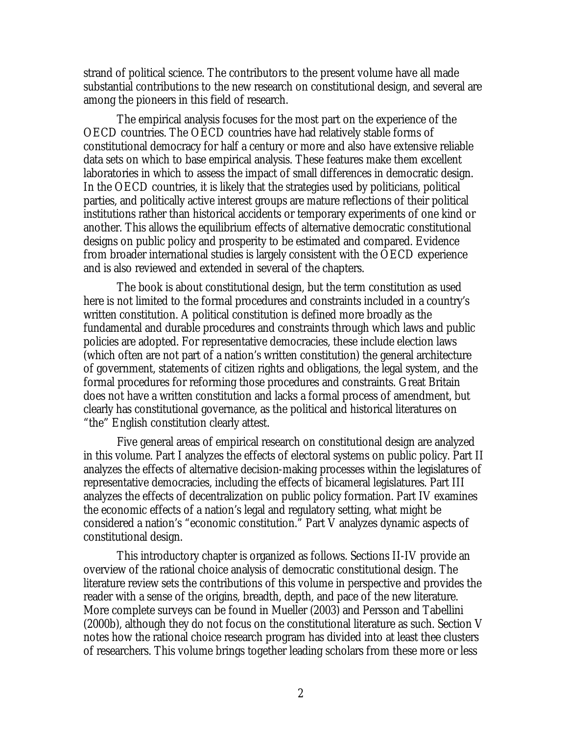strand of political science. The contributors to the present volume have all made substantial contributions to the new research on constitutional design, and several are among the pioneers in this field of research.

The empirical analysis focuses for the most part on the experience of the OECD countries. The OECD countries have had relatively stable forms of constitutional democracy for half a century or more and also have extensive reliable data sets on which to base empirical analysis. These features make them excellent laboratories in which to assess the impact of small differences in democratic design. In the OECD countries, it is likely that the strategies used by politicians, political parties, and politically active interest groups are mature reflections of their political institutions rather than historical accidents or temporary experiments of one kind or another. This allows the equilibrium effects of alternative democratic constitutional designs on public policy and prosperity to be estimated and compared. Evidence from broader international studies is largely consistent with the OECD experience and is also reviewed and extended in several of the chapters.

The book is about constitutional design, but the term constitution as used here is not limited to the formal procedures and constraints included in a country's written constitution. A political constitution is defined more broadly as the fundamental and durable procedures and constraints through which laws and public policies are adopted. For representative democracies, these include election laws (which often are not part of a nation's written constitution) the general architecture of government, statements of citizen rights and obligations, the legal system, and the formal procedures for reforming those procedures and constraints. Great Britain does not have a written constitution and lacks a formal process of amendment, but clearly has constitutional governance, as the political and historical literatures on "the" English constitution clearly attest.

Five general areas of empirical research on constitutional design are analyzed in this volume. Part I analyzes the effects of electoral systems on public policy. Part II analyzes the effects of alternative decision-making processes within the legislatures of representative democracies, including the effects of bicameral legislatures. Part III analyzes the effects of decentralization on public policy formation. Part IV examines the economic effects of a nation's legal and regulatory setting, what might be considered a nation's "economic constitution." Part V analyzes dynamic aspects of constitutional design.

This introductory chapter is organized as follows. Sections II-IV provide an overview of the rational choice analysis of democratic constitutional design. The literature review sets the contributions of this volume in perspective and provides the reader with a sense of the origins, breadth, depth, and pace of the new literature. More complete surveys can be found in Mueller (2003) and Persson and Tabellini (2000b), although they do not focus on the constitutional literature as such. Section V notes how the rational choice research program has divided into at least thee clusters of researchers. This volume brings together leading scholars from these more or less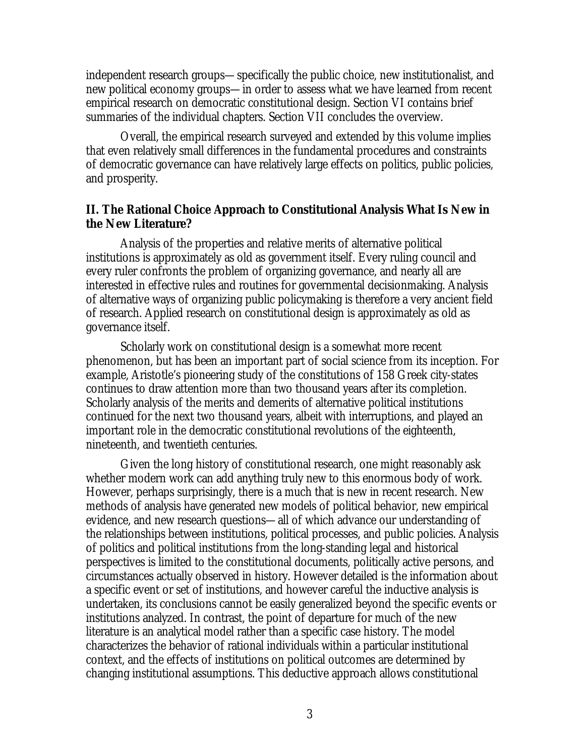independent research groups—specifically the public choice, new institutionalist, and new political economy groups—in order to assess what we have learned from recent empirical research on democratic constitutional design. Section VI contains brief summaries of the individual chapters. Section VII concludes the overview.

Overall, the empirical research surveyed and extended by this volume implies that even relatively small differences in the fundamental procedures and constraints of democratic governance can have relatively large effects on politics, public policies, and prosperity.

## II. The Rational Choice Approach to Constitutional Analysis What Is New in the New Literature?

Analysis of the properties and relative merits of alternative political institutions is approximately as old as government itself. Every ruling council and every ruler confronts the problem of organizing governance, and nearly all are interested in effective rules and routines for governmental decisionmaking. Analysis of alternative ways of organizing public policymaking is therefore a very ancient field of research. Applied research on constitutional design is approximately as old as governance itself.

Scholarly work on constitutional design is a somewhat more recent phenomenon, but has been an important part of social science from its inception. For example, Aristotle's pioneering study of the constitutions of 158 Greek city-states continues to draw attention more than two thousand years after its completion. Scholarly analysis of the merits and demerits of alternative political institutions continued for the next two thousand years, albeit with interruptions, and played an important role in the democratic constitutional revolutions of the eighteenth, nineteenth, and twentieth centuries.

Given the long history of constitutional research, one might reasonably ask whether modern work can add anything truly new to this enormous body of work. However, perhaps surprisingly, there is a much that is new in recent research. New methods of analysis have generated new models of political behavior, new empirical evidence, and new research questions—all of which advance our understanding of the relationships between institutions, political processes, and public policies. Analysis of politics and political institutions from the long-standing legal and historical perspectives is limited to the constitutional documents, politically active persons, and circumstances actually observed in history. However detailed is the information about a specific event or set of institutions, and however careful the inductive analysis is undertaken, its conclusions cannot be easily generalized beyond the specific events or institutions analyzed. In contrast, the point of departure for much of the new literature is an analytical model rather than a specific case history. The model characterizes the behavior of rational individuals within a particular institutional context, and the effects of institutions on political outcomes are determined by changing institutional assumptions. This deductive approach allows constitutional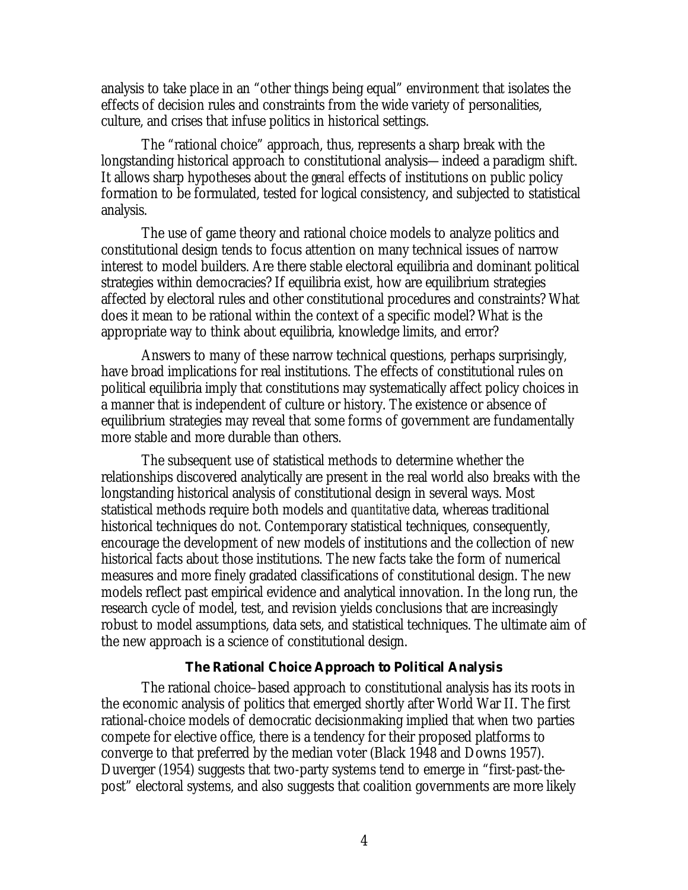analysis to take place in an "other things being equal" environment that isolates the effects of decision rules and constraints from the wide variety of personalities, culture, and crises that infuse politics in historical settings.

The "rational choice" approach, thus, represents a sharp break with the longstanding historical approach to constitutional analysis—indeed a paradigm shift. It allows sharp hypotheses about the *general* effects of institutions on public policy formation to be formulated, tested for logical consistency, and subjected to statistical analysis.

The use of game theory and rational choice models to analyze politics and constitutional design tends to focus attention on many technical issues of narrow interest to model builders. Are there stable electoral equilibria and dominant political strategies within democracies? If equilibria exist, how are equilibrium strategies affected by electoral rules and other constitutional procedures and constraints? What does it mean to be rational within the context of a specific model? What is the appropriate way to think about equilibria, knowledge limits, and error?

Answers to many of these narrow technical questions, perhaps surprisingly, have broad implications for real institutions. The effects of constitutional rules on political equilibria imply that constitutions may systematically affect policy choices in a manner that is independent of culture or history. The existence or absence of equilibrium strategies may reveal that some forms of government are fundamentally more stable and more durable than others.

The subsequent use of statistical methods to determine whether the relationships discovered analytically are present in the real world also breaks with the longstanding historical analysis of constitutional design in several ways. Most statistical methods require both models and *quantitative* data, whereas traditional historical techniques do not. Contemporary statistical techniques, consequently, encourage the development of new models of institutions and the collection of new historical facts about those institutions. The new facts take the form of numerical measures and more finely gradated classifications of constitutional design. The new models reflect past empirical evidence and analytical innovation. In the long run, the research cycle of model, test, and revision yields conclusions that are increasingly robust to model assumptions, data sets, and statistical techniques. The ultimate aim of the new approach is a science of constitutional design.

### The Rational Choice Approach to Political Analysis

The rational choice–based approach to constitutional analysis has its roots in the economic analysis of politics that emerged shortly after World War II. The first rational-choice models of democratic decisionmaking implied that when two parties compete for elective office, there is a tendency for their proposed platforms to converge to that preferred by the median voter (Black 1948 and Downs 1957). Duverger (1954) suggests that two-party systems tend to emerge in "first-past-the-post" electoral systems, and also suggests that coalition governments are more likely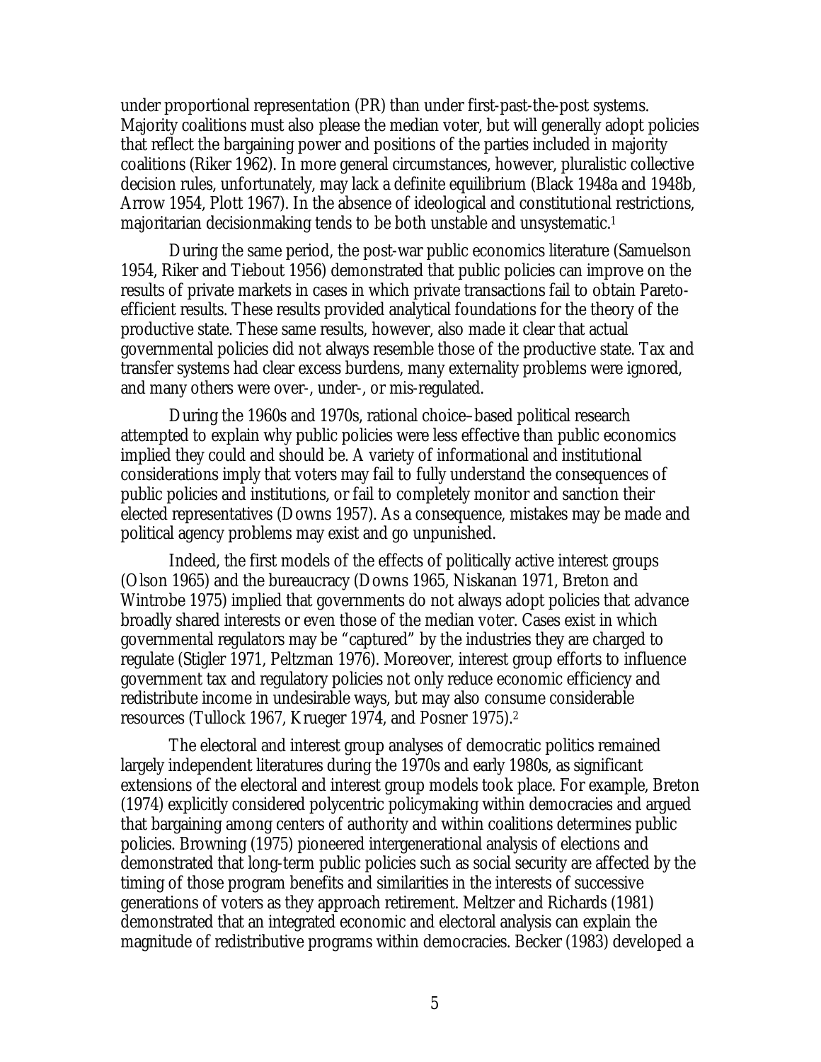under proportional representation (PR) than under first-past-the-post systems. Majority coalitions must also please the median voter, but will generally adopt policies that reflect the bargaining power and positions of the parties included in majority coalitions (Riker 1962). In more general circumstances, however, pluralistic collective decision rules, unfortunately, may lack a definite equilibrium (Black 1948a and 1948b, Arrow 1954, Plott 1967). In the absence of ideological and constitutional restrictions, majoritarian decisionmaking tends to be both unstable and unsystematic.[1]

During the same period, the post-war public economics literature (Samuelson 1954, Riker and Tiebout 1956) demonstrated that public policies can improve on the results of private markets in cases in which private transactions fail to obtain Pareto-efficient results. These results provided analytical foundations for the theory of the productive state. These same results, however, also made it clear that actual governmental policies did not always resemble those of the productive state. Tax and transfer systems had clear excess burdens, many externality problems were ignored, and many others were over-, under-, or mis-regulated.

During the 1960s and 1970s, rational choice–based political research attempted to explain why public policies were less effective than public economics implied they could and should be. A variety of informational and institutional considerations imply that voters may fail to fully understand the consequences of public policies and institutions, or fail to completely monitor and sanction their elected representatives (Downs 1957). As a consequence, mistakes may be made and political agency problems may exist and go unpunished.

Indeed, the first models of the effects of politically active interest groups (Olson 1965) and the bureaucracy (Downs 1965, Niskanan 1971, Breton and Wintrobe 1975) implied that governments do not always adopt policies that advance broadly shared interests or even those of the median voter. Cases exist in which governmental regulators may be "captured" by the industries they are charged to regulate (Stigler 1971, Peltzman 1976). Moreover, interest group efforts to influence government tax and regulatory policies not only reduce economic efficiency and redistribute income in undesirable ways, but may also consume considerable resources (Tullock 1967, Krueger 1974, and Posner 1975).[2]

The electoral and interest group analyses of democratic politics remained largely independent literatures during the 1970s and early 1980s, as significant extensions of the electoral and interest group models took place. For example, Breton (1974) explicitly considered polycentric policymaking within democracies and argued that bargaining among centers of authority and within coalitions determines public policies. Browning (1975) pioneered intergenerational analysis of elections and demonstrated that long-term public policies such as social security are affected by the timing of those program benefits and similarities in the interests of successive generations of voters as they approach retirement. Meltzer and Richards (1981) demonstrated that an integrated economic and electoral analysis can explain the magnitude of redistributive programs within democracies. Becker (1983) developed a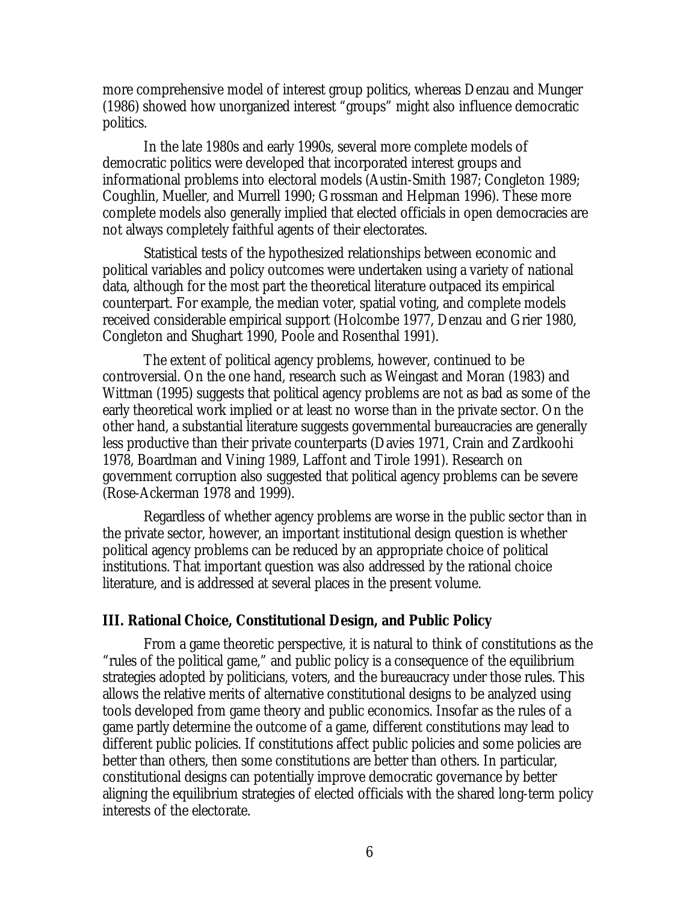more comprehensive model of interest group politics, whereas Denzau and Munger (1986) showed how unorganized interest "groups" might also influence democratic politics.

In the late 1980s and early 1990s, several more complete models of democratic politics were developed that incorporated interest groups and informational problems into electoral models (Austin-Smith 1987; Congleton 1989; Coughlin, Mueller, and Murrell 1990; Grossman and Helpman 1996). These more complete models also generally implied that elected officials in open democracies are not always completely faithful agents of their electorates.

Statistical tests of the hypothesized relationships between economic and political variables and policy outcomes were undertaken using a variety of national data, although for the most part the theoretical literature outpaced its empirical counterpart. For example, the median voter, spatial voting, and complete models received considerable empirical support (Holcombe 1977, Denzau and Grier 1980, Congleton and Shughart 1990, Poole and Rosenthal 1991).

The extent of political agency problems, however, continued to be controversial. On the one hand, research such as Weingast and Moran (1983) and Wittman (1995) suggests that political agency problems are not as bad as some of the early theoretical work implied or at least no worse than in the private sector. On the other hand, a substantial literature suggests governmental bureaucracies are generally less productive than their private counterparts (Davies 1971, Crain and Zardkoohi 1978, Boardman and Vining 1989, Laffont and Tirole 1991). Research on government corruption also suggested that political agency problems can be severe (Rose-Ackerman 1978 and 1999).

Regardless of whether agency problems are worse in the public sector than in the private sector, however, an important institutional design question is whether political agency problems can be reduced by an appropriate choice of political institutions. That important question was also addressed by the rational choice literature, and is addressed at several places in the present volume.

## III. Rational Choice, Constitutional Design, and Public Policy

From a game theoretic perspective, it is natural to think of constitutions as the "rules of the political game," and public policy is a consequence of the equilibrium strategies adopted by politicians, voters, and the bureaucracy under those rules. This allows the relative merits of alternative constitutional designs to be analyzed using tools developed from game theory and public economics. Insofar as the rules of a game partly determine the outcome of a game, different constitutions may lead to different public policies. If constitutions affect public policies and some policies are better than others, then some constitutions are better than others. In particular, constitutional designs can potentially improve democratic governance by better aligning the equilibrium strategies of elected officials with the shared long-term policy interests of the electorate.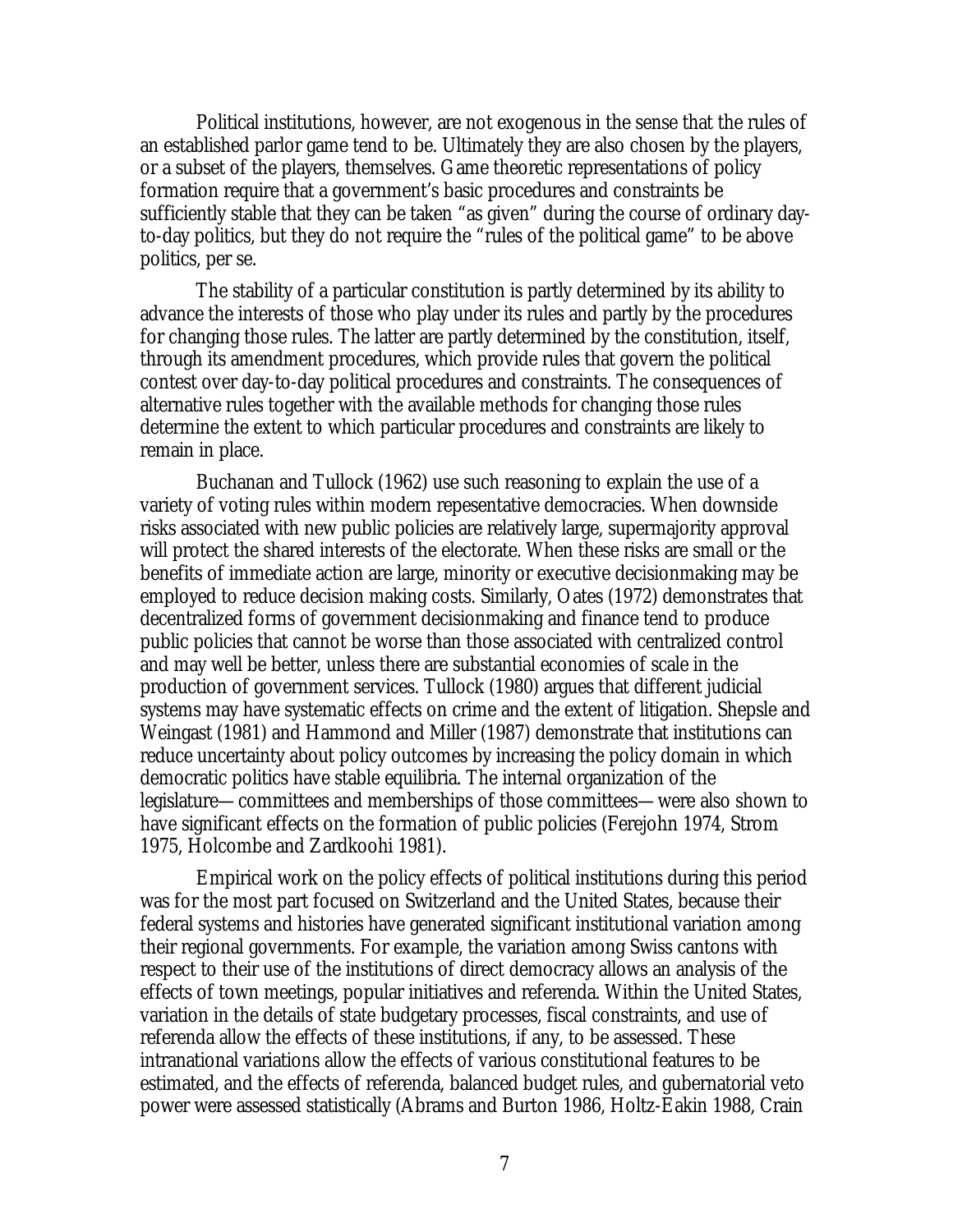Political institutions, however, are not exogenous in the sense that the rules of an established parlor game tend to be. Ultimately they are also chosen by the players, or a subset of the players, themselves. Game theoretic representations of policy formation require that a government's basic procedures and constraints be sufficiently stable that they can be taken "as given" during the course of ordinary day-to-day politics, but they do not require the "rules of the political game" to be above politics, per se.

The stability of a particular constitution is partly determined by its ability to advance the interests of those who play under its rules and partly by the procedures for changing those rules. The latter are partly determined by the constitution, itself, through its amendment procedures, which provide rules that govern the political contest over day-to-day political procedures and constraints. The consequences of alternative rules together with the available methods for changing those rules determine the extent to which particular procedures and constraints are likely to remain in place.

Buchanan and Tullock (1962) use such reasoning to explain the use of a variety of voting rules within modern repesentative democracies. When downside risks associated with new public policies are relatively large, supermajority approval will protect the shared interests of the electorate. When these risks are small or the benefits of immediate action are large, minority or executive decisionmaking may be employed to reduce decision making costs. Similarly, Oates (1972) demonstrates that decentralized forms of government decisionmaking and finance tend to produce public policies that cannot be worse than those associated with centralized control and may well be better, unless there are substantial economies of scale in the production of government services. Tullock (1980) argues that different judicial systems may have systematic effects on crime and the extent of litigation. Shepsle and Weingast (1981) and Hammond and Miller (1987) demonstrate that institutions can reduce uncertainty about policy outcomes by increasing the policy domain in which democratic politics have stable equilibria. The internal organization of the legislature—committees and memberships of those committees—were also shown to have significant effects on the formation of public policies (Ferejohn 1974, Strom 1975, Holcombe and Zardkoohi 1981).

Empirical work on the policy effects of political institutions during this period was for the most part focused on Switzerland and the United States, because their federal systems and histories have generated significant institutional variation among their regional governments. For example, the variation among Swiss cantons with respect to their use of the institutions of direct democracy allows an analysis of the effects of town meetings, popular initiatives and referenda. Within the United States, variation in the details of state budgetary processes, fiscal constraints, and use of referenda allow the effects of these institutions, if any, to be assessed. These intranational variations allow the effects of various constitutional features to be estimated, and the effects of referenda, balanced budget rules, and gubernatorial veto power were assessed statistically (Abrams and Burton 1986, Holtz-Eakin 1988, Crain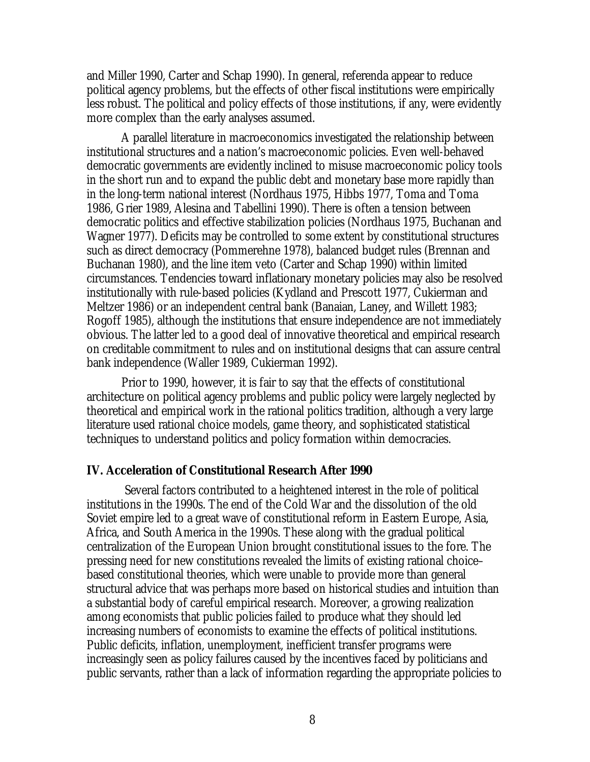and Miller 1990, Carter and Schap 1990). In general, referenda appear to reduce political agency problems, but the effects of other fiscal institutions were empirically less robust. The political and policy effects of those institutions, if any, were evidently more complex than the early analyses assumed.

A parallel literature in macroeconomics investigated the relationship between institutional structures and a nation's macroeconomic policies. Even well-behaved democratic governments are evidently inclined to misuse macroeconomic policy tools in the short run and to expand the public debt and monetary base more rapidly than in the long-term national interest (Nordhaus 1975, Hibbs 1977, Toma and Toma 1986, Grier 1989, Alesina and Tabellini 1990). There is often a tension between democratic politics and effective stabilization policies (Nordhaus 1975, Buchanan and Wagner 1977). Deficits may be controlled to some extent by constitutional structures such as direct democracy (Pommerehne 1978), balanced budget rules (Brennan and Buchanan 1980), and the line item veto (Carter and Schap 1990) within limited circumstances. Tendencies toward inflationary monetary policies may also be resolved institutionally with rule-based policies (Kydland and Prescott 1977, Cukierman and Meltzer 1986) or an independent central bank (Banaian, Laney, and Willett 1983; Rogoff 1985), although the institutions that ensure independence are not immediately obvious. The latter led to a good deal of innovative theoretical and empirical research on creditable commitment to rules and on institutional designs that can assure central bank independence (Waller 1989, Cukierman 1992).

Prior to 1990, however, it is fair to say that the effects of constitutional architecture on political agency problems and public policy were largely neglected by theoretical and empirical work in the rational politics tradition, although a very large literature used rational choice models, game theory, and sophisticated statistical techniques to understand politics and policy formation within democracies.

## IV. Acceleration of Constitutional Research After 1990

Several factors contributed to a heightened interest in the role of political institutions in the 1990s. The end of the Cold War and the dissolution of the old Soviet empire led to a great wave of constitutional reform in Eastern Europe, Asia, Africa, and South America in the 1990s. These along with the gradual political centralization of the European Union brought constitutional issues to the fore. The pressing need for new constitutions revealed the limits of existing rational choice–based constitutional theories, which were unable to provide more than general structural advice that was perhaps more based on historical studies and intuition than a substantial body of careful empirical research. Moreover, a growing realization among economists that public policies failed to produce what they should led increasing numbers of economists to examine the effects of political institutions. Public deficits, inflation, unemployment, inefficient transfer programs were increasingly seen as policy failures caused by the incentives faced by politicians and public servants, rather than a lack of information regarding the appropriate policies to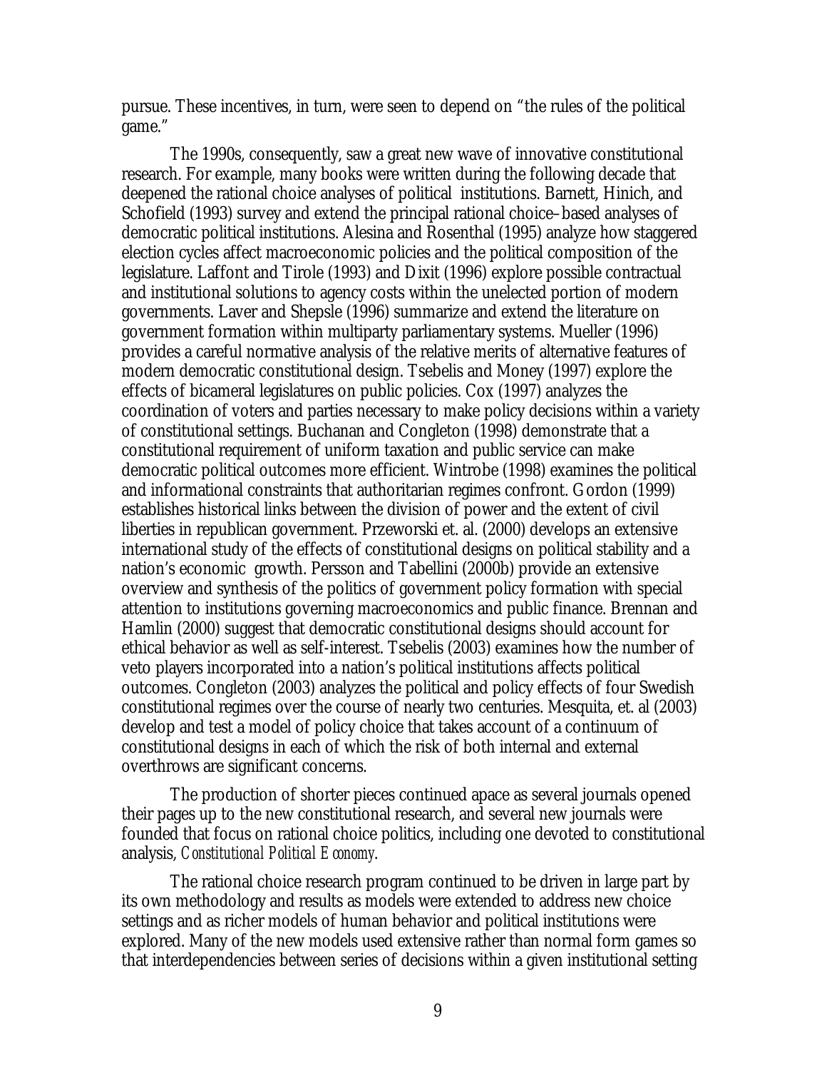pursue. These incentives, in turn, were seen to depend on "the rules of the political game."

The 1990s, consequently, saw a great new wave of innovative constitutional research. For example, many books were written during the following decade that deepened the rational choice analyses of political institutions. Barnett, Hinich, and Schofield (1993) survey and extend the principal rational choice–based analyses of democratic political institutions. Alesina and Rosenthal (1995) analyze how staggered election cycles affect macroeconomic policies and the political composition of the legislature. Laffont and Tirole (1993) and Dixit (1996) explore possible contractual and institutional solutions to agency costs within the unelected portion of modern governments. Laver and Shepsle (1996) summarize and extend the literature on government formation within multiparty parliamentary systems. Mueller (1996) provides a careful normative analysis of the relative merits of alternative features of modern democratic constitutional design. Tsebelis and Money (1997) explore the effects of bicameral legislatures on public policies. Cox (1997) analyzes the coordination of voters and parties necessary to make policy decisions within a variety of constitutional settings. Buchanan and Congleton (1998) demonstrate that a constitutional requirement of uniform taxation and public service can make democratic political outcomes more efficient. Wintrobe (1998) examines the political and informational constraints that authoritarian regimes confront. Gordon (1999) establishes historical links between the division of power and the extent of civil liberties in republican government. Przeworski et. al. (2000) develops an extensive international study of the effects of constitutional designs on political stability and a nation's economic growth. Persson and Tabellini (2000b) provide an extensive overview and synthesis of the politics of government policy formation with special attention to institutions governing macroeconomics and public finance. Brennan and Hamlin (2000) suggest that democratic constitutional designs should account for ethical behavior as well as self-interest. Tsebelis (2003) examines how the number of veto players incorporated into a nation's political institutions affects political outcomes. Congleton (2003) analyzes the political and policy effects of four Swedish constitutional regimes over the course of nearly two centuries. Mesquita, et. al (2003) develop and test a model of policy choice that takes account of a continuum of constitutional designs in each of which the risk of both internal and external overthrows are significant concerns.

The production of shorter pieces continued apace as several journals opened their pages up to the new constitutional research, and several new journals were founded that focus on rational choice politics, including one devoted to constitutional analysis, *Constitutional Political Economy*.

The rational choice research program continued to be driven in large part by its own methodology and results as models were extended to address new choice settings and as richer models of human behavior and political institutions were explored. Many of the new models used extensive rather than normal form games so that interdependencies between series of decisions within a given institutional setting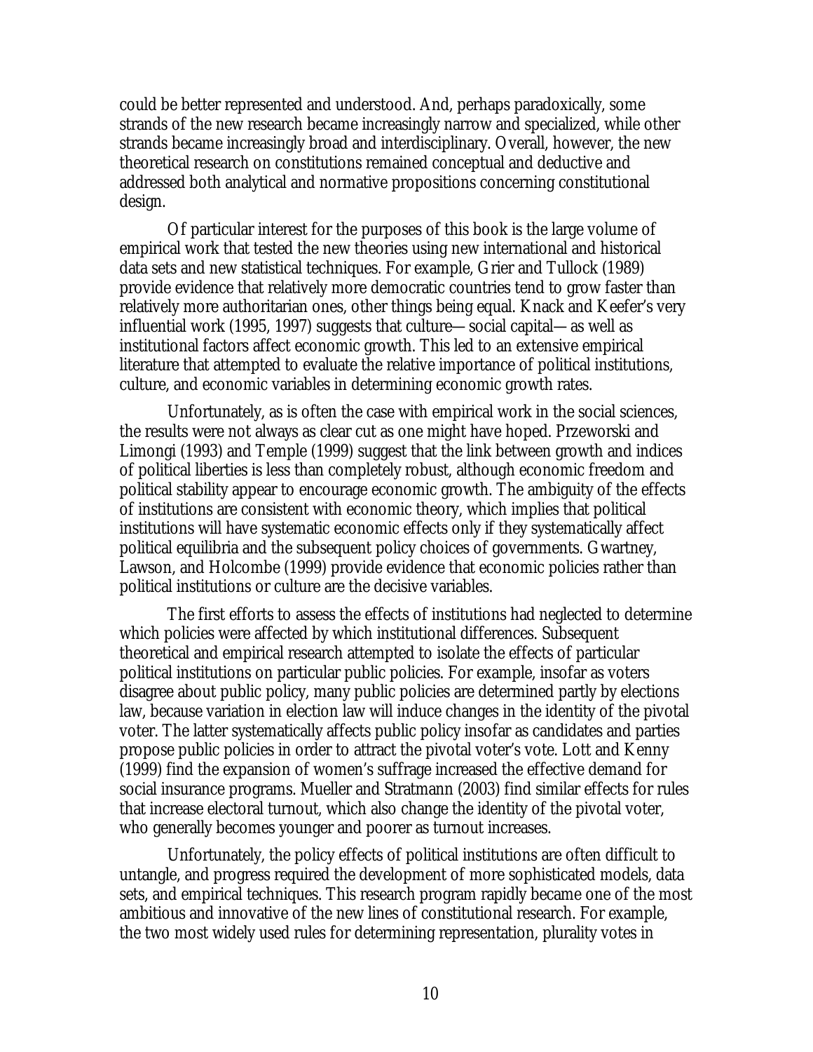could be better represented and understood. And, perhaps paradoxically, some strands of the new research became increasingly narrow and specialized, while other strands became increasingly broad and interdisciplinary. Overall, however, the new theoretical research on constitutions remained conceptual and deductive and addressed both analytical and normative propositions concerning constitutional design.

Of particular interest for the purposes of this book is the large volume of empirical work that tested the new theories using new international and historical data sets and new statistical techniques. For example, Grier and Tullock (1989) provide evidence that relatively more democratic countries tend to grow faster than relatively more authoritarian ones, other things being equal. Knack and Keefer's very influential work (1995, 1997) suggests that culture—social capital—as well as institutional factors affect economic growth. This led to an extensive empirical literature that attempted to evaluate the relative importance of political institutions, culture, and economic variables in determining economic growth rates.

Unfortunately, as is often the case with empirical work in the social sciences, the results were not always as clear cut as one might have hoped. Przeworski and Limongi (1993) and Temple (1999) suggest that the link between growth and indices of political liberties is less than completely robust, although economic freedom and political stability appear to encourage economic growth. The ambiguity of the effects of institutions are consistent with economic theory, which implies that political institutions will have systematic economic effects only if they systematically affect political equilibria and the subsequent policy choices of governments. Gwartney, Lawson, and Holcombe (1999) provide evidence that economic policies rather than political institutions or culture are the decisive variables.

The first efforts to assess the effects of institutions had neglected to determine which policies were affected by which institutional differences. Subsequent theoretical and empirical research attempted to isolate the effects of particular political institutions on particular public policies. For example, insofar as voters disagree about public policy, many public policies are determined partly by elections law, because variation in election law will induce changes in the identity of the pivotal voter. The latter systematically affects public policy insofar as candidates and parties propose public policies in order to attract the pivotal voter's vote. Lott and Kenny (1999) find the expansion of women's suffrage increased the effective demand for social insurance programs. Mueller and Stratmann (2003) find similar effects for rules that increase electoral turnout, which also change the identity of the pivotal voter, who generally becomes younger and poorer as turnout increases.

Unfortunately, the policy effects of political institutions are often difficult to untangle, and progress required the development of more sophisticated models, data sets, and empirical techniques. This research program rapidly became one of the most ambitious and innovative of the new lines of constitutional research. For example, the two most widely used rules for determining representation, plurality votes in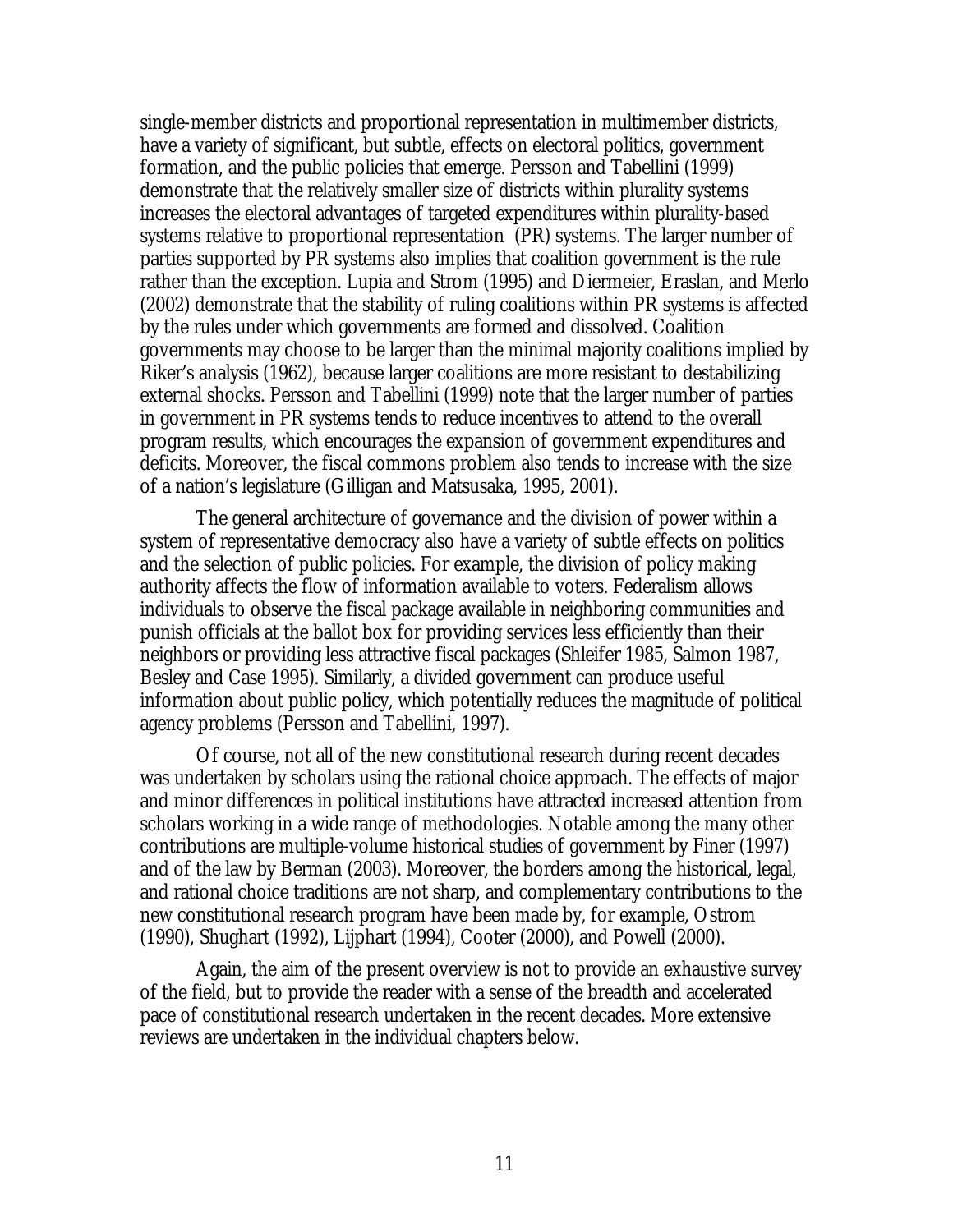single-member districts and proportional representation in multimember districts, have a variety of significant, but subtle, effects on electoral politics, government formation, and the public policies that emerge. Persson and Tabellini (1999) demonstrate that the relatively smaller size of districts within plurality systems increases the electoral advantages of targeted expenditures within plurality-based systems relative to proportional representation (PR) systems. The larger number of parties supported by PR systems also implies that coalition government is the rule rather than the exception. Lupia and Strom (1995) and Diermeier, Eraslan, and Merlo (2002) demonstrate that the stability of ruling coalitions within PR systems is affected by the rules under which governments are formed and dissolved. Coalition governments may choose to be larger than the minimal majority coalitions implied by Riker's analysis (1962), because larger coalitions are more resistant to destabilizing external shocks. Persson and Tabellini (1999) note that the larger number of parties in government in PR systems tends to reduce incentives to attend to the overall program results, which encourages the expansion of government expenditures and deficits. Moreover, the fiscal commons problem also tends to increase with the size of a nation's legislature (Gilligan and Matsusaka, 1995, 2001).

The general architecture of governance and the division of power within a system of representative democracy also have a variety of subtle effects on politics and the selection of public policies. For example, the division of policy making authority affects the flow of information available to voters. Federalism allows individuals to observe the fiscal package available in neighboring communities and punish officials at the ballot box for providing services less efficiently than their neighbors or providing less attractive fiscal packages (Shleifer 1985, Salmon 1987, Besley and Case 1995). Similarly, a divided government can produce useful information about public policy, which potentially reduces the magnitude of political agency problems (Persson and Tabellini, 1997).

Of course, not all of the new constitutional research during recent decades was undertaken by scholars using the rational choice approach. The effects of major and minor differences in political institutions have attracted increased attention from scholars working in a wide range of methodologies. Notable among the many other contributions are multiple-volume historical studies of government by Finer (1997) and of the law by Berman (2003). Moreover, the borders among the historical, legal, and rational choice traditions are not sharp, and complementary contributions to the new constitutional research program have been made by, for example, Ostrom (1990), Shughart (1992), Lijphart (1994), Cooter (2000), and Powell (2000).

Again, the aim of the present overview is not to provide an exhaustive survey of the field, but to provide the reader with a sense of the breadth and accelerated pace of constitutional research undertaken in the recent decades. More extensive reviews are undertaken in the individual chapters below.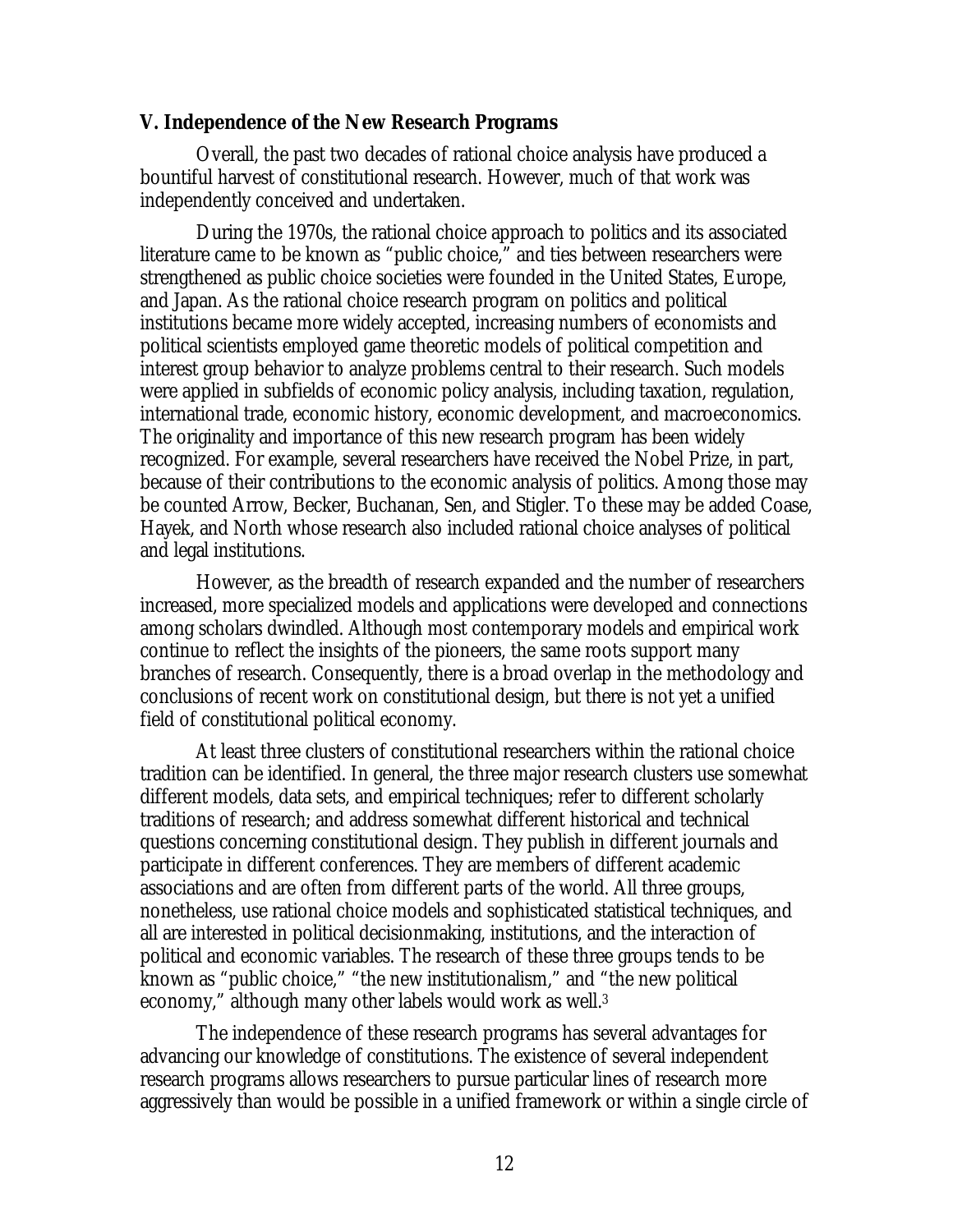### V. Independence of the New Research Programs

Overall, the past two decades of rational choice analysis have produced a bountiful harvest of constitutional research. However, much of that work was independently conceived and undertaken.

During the 1970s, the rational choice approach to politics and its associated literature came to be known as "public choice," and ties between researchers were strengthened as public choice societies were founded in the United States, Europe, and Japan. As the rational choice research program on politics and political institutions became more widely accepted, increasing numbers of economists and political scientists employed game theoretic models of political competition and interest group behavior to analyze problems central to their research. Such models were applied in subfields of economic policy analysis, including taxation, regulation, international trade, economic history, economic development, and macroeconomics. The originality and importance of this new research program has been widely recognized. For example, several researchers have received the Nobel Prize, in part, because of their contributions to the economic analysis of politics. Among those may be counted Arrow, Becker, Buchanan, Sen, and Stigler. To these may be added Coase, Hayek, and North whose research also included rational choice analyses of political and legal institutions.

However, as the breadth of research expanded and the number of researchers increased, more specialized models and applications were developed and connections among scholars dwindled. Although most contemporary models and empirical work continue to reflect the insights of the pioneers, the same roots support many branches of research. Consequently, there is a broad overlap in the methodology and conclusions of recent work on constitutional design, but there is not yet a unified field of constitutional political economy.

At least three clusters of constitutional researchers within the rational choice tradition can be identified. In general, the three major research clusters use somewhat different models, data sets, and empirical techniques; refer to different scholarly traditions of research; and address somewhat different historical and technical questions concerning constitutional design. They publish in different journals and participate in different conferences. They are members of different academic associations and are often from different parts of the world. All three groups, nonetheless, use rational choice models and sophisticated statistical techniques, and all are interested in political decisionmaking, institutions, and the interaction of political and economic variables. The research of these three groups tends to be known as "public choice," "the new institutionalism," and "the new political economy," although many other labels would work as well.[3]

The independence of these research programs has several advantages for advancing our knowledge of constitutions. The existence of several independent research programs allows researchers to pursue particular lines of research more aggressively than would be possible in a unified framework or within a single circle of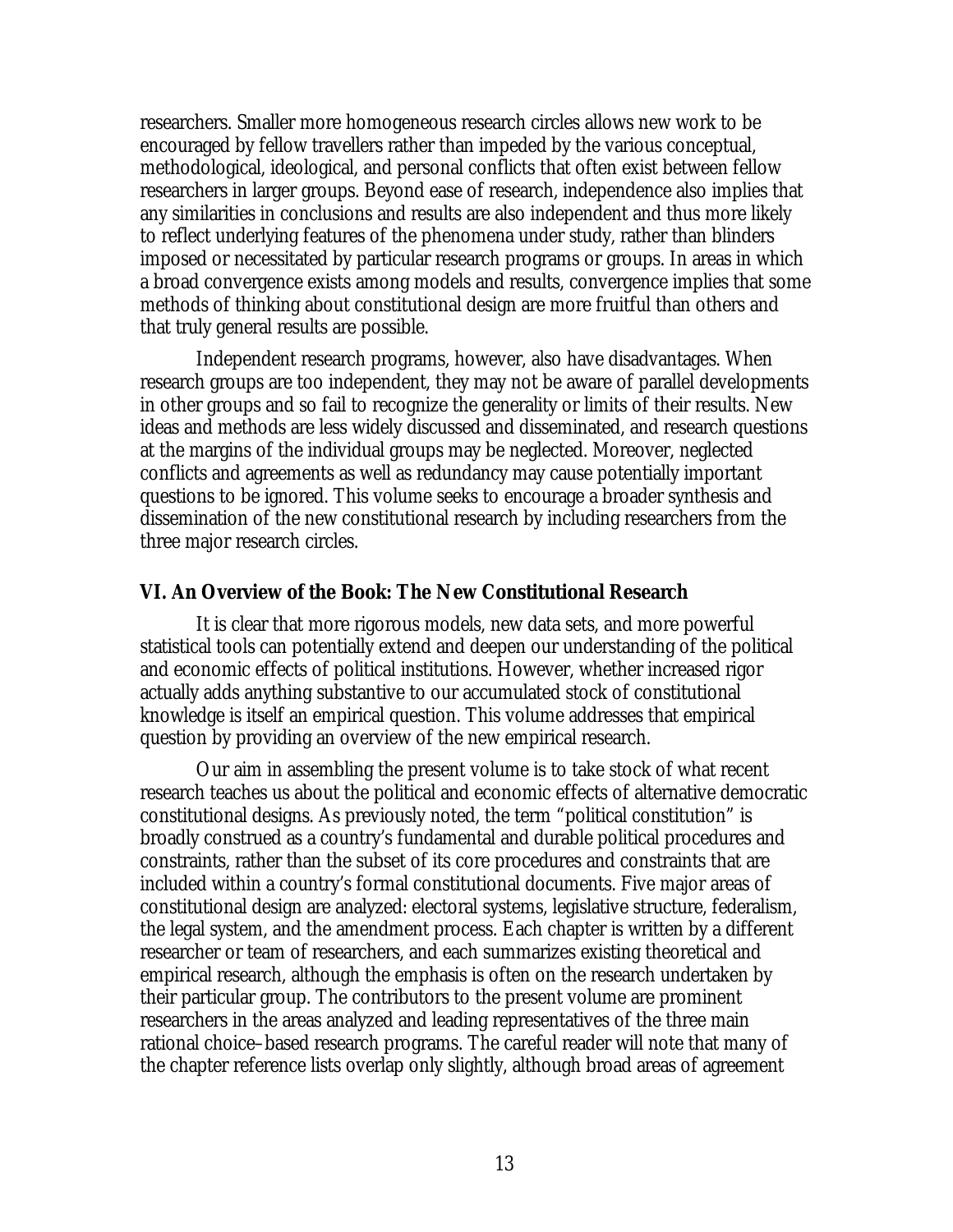researchers. Smaller more homogeneous research circles allows new work to be encouraged by fellow travellers rather than impeded by the various conceptual, methodological, ideological, and personal conflicts that often exist between fellow researchers in larger groups. Beyond ease of research, independence also implies that any similarities in conclusions and results are also independent and thus more likely to reflect underlying features of the phenomena under study, rather than blinders imposed or necessitated by particular research programs or groups. In areas in which a broad convergence exists among models and results, convergence implies that some methods of thinking about constitutional design are more fruitful than others and that truly general results are possible.

Independent research programs, however, also have disadvantages. When research groups are too independent, they may not be aware of parallel developments in other groups and so fail to recognize the generality or limits of their results. New ideas and methods are less widely discussed and disseminated, and research questions at the margins of the individual groups may be neglected. Moreover, neglected conflicts and agreements as well as redundancy may cause potentially important questions to be ignored. This volume seeks to encourage a broader synthesis and dissemination of the new constitutional research by including researchers from the three major research circles.

## VI. An Overview of the Book: The New Constitutional Research

It is clear that more rigorous models, new data sets, and more powerful statistical tools can potentially extend and deepen our understanding of the political and economic effects of political institutions. However, whether increased rigor actually adds anything substantive to our accumulated stock of constitutional knowledge is itself an empirical question. This volume addresses that empirical question by providing an overview of the new empirical research.

Our aim in assembling the present volume is to take stock of what recent research teaches us about the political and economic effects of alternative democratic constitutional designs. As previously noted, the term "political constitution" is broadly construed as a country's fundamental and durable political procedures and constraints, rather than the subset of its core procedures and constraints that are included within a country's formal constitutional documents. Five major areas of constitutional design are analyzed: electoral systems, legislative structure, federalism, the legal system, and the amendment process. Each chapter is written by a different researcher or team of researchers, and each summarizes existing theoretical and empirical research, although the emphasis is often on the research undertaken by their particular group. The contributors to the present volume are prominent researchers in the areas analyzed and leading representatives of the three main rational choice–based research programs. The careful reader will note that many of the chapter reference lists overlap only slightly, although broad areas of agreement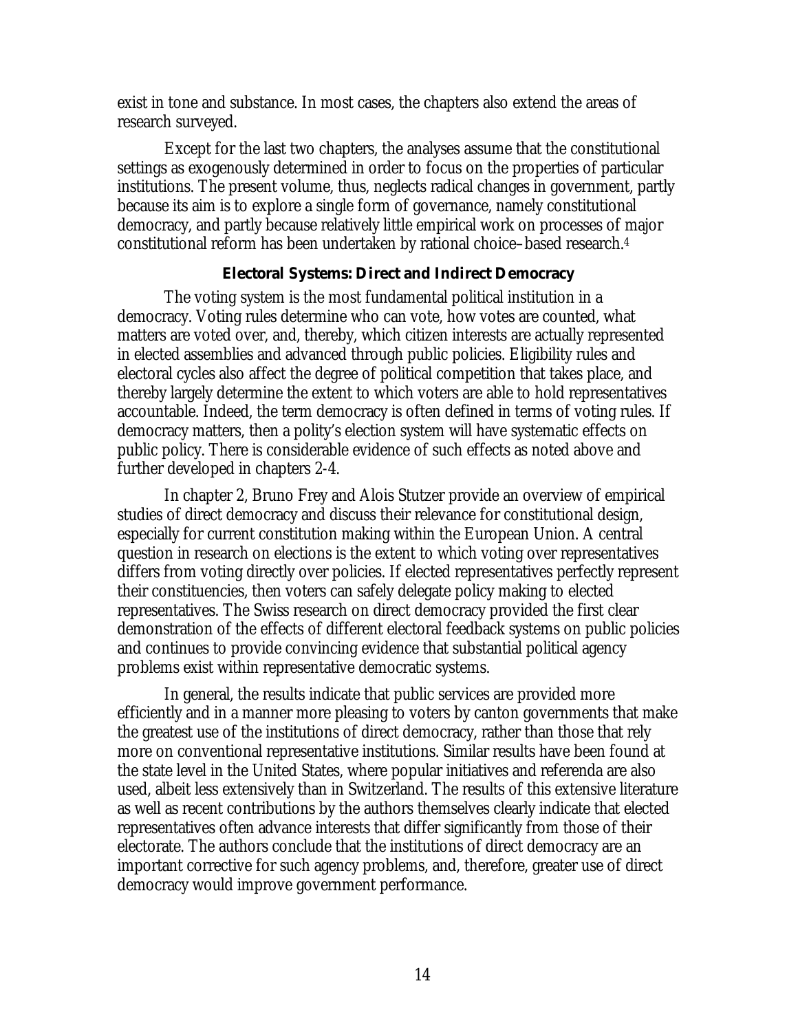exist in tone and substance. In most cases, the chapters also extend the areas of research surveyed.

Except for the last two chapters, the analyses assume that the constitutional settings as exogenously determined in order to focus on the properties of particular institutions. The present volume, thus, neglects radical changes in government, partly because its aim is to explore a single form of governance, namely constitutional democracy, and partly because relatively little empirical work on processes of major constitutional reform has been undertaken by rational choice–based research.[4]

### Electoral Systems: Direct and Indirect Democracy

The voting system is the most fundamental political institution in a democracy. Voting rules determine who can vote, how votes are counted, what matters are voted over, and, thereby, which citizen interests are actually represented in elected assemblies and advanced through public policies. Eligibility rules and electoral cycles also affect the degree of political competition that takes place, and thereby largely determine the extent to which voters are able to hold representatives accountable. Indeed, the term democracy is often defined in terms of voting rules. If democracy matters, then a polity's election system will have systematic effects on public policy. There is considerable evidence of such effects as noted above and further developed in chapters 2-4.

In chapter 2, Bruno Frey and Alois Stutzer provide an overview of empirical studies of direct democracy and discuss their relevance for constitutional design, especially for current constitution making within the European Union. A central question in research on elections is the extent to which voting over representatives differs from voting directly over policies. If elected representatives perfectly represent their constituencies, then voters can safely delegate policy making to elected representatives. The Swiss research on direct democracy provided the first clear demonstration of the effects of different electoral feedback systems on public policies and continues to provide convincing evidence that substantial political agency problems exist within representative democratic systems.

In general, the results indicate that public services are provided more efficiently and in a manner more pleasing to voters by canton governments that make the greatest use of the institutions of direct democracy, rather than those that rely more on conventional representative institutions. Similar results have been found at the state level in the United States, where popular initiatives and referenda are also used, albeit less extensively than in Switzerland. The results of this extensive literature as well as recent contributions by the authors themselves clearly indicate that elected representatives often advance interests that differ significantly from those of their electorate. The authors conclude that the institutions of direct democracy are an important corrective for such agency problems, and, therefore, greater use of direct democracy would improve government performance.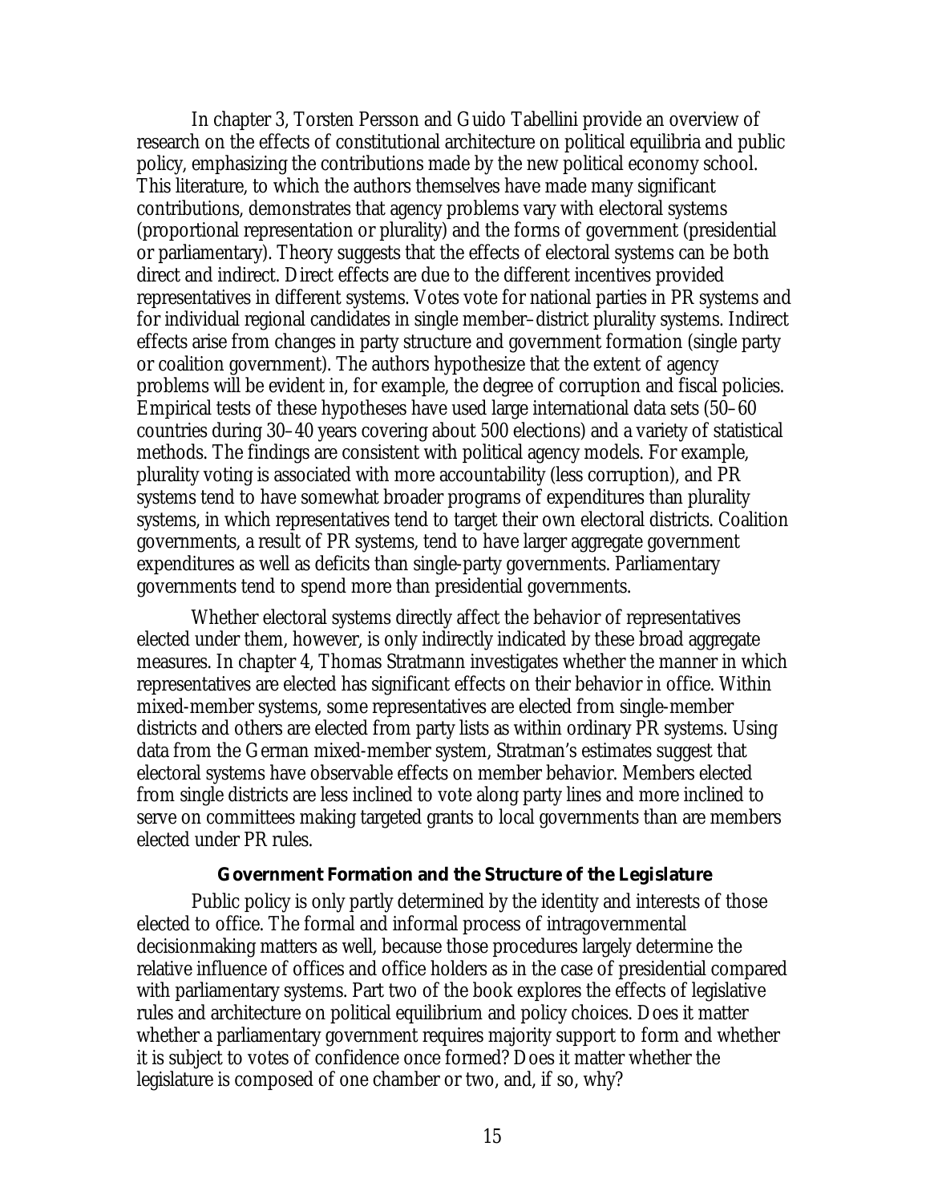In chapter 3, Torsten Persson and Guido Tabellini provide an overview of research on the effects of constitutional architecture on political equilibria and public policy, emphasizing the contributions made by the new political economy school. This literature, to which the authors themselves have made many significant contributions, demonstrates that agency problems vary with electoral systems (proportional representation or plurality) and the forms of government (presidential or parliamentary). Theory suggests that the effects of electoral systems can be both direct and indirect. Direct effects are due to the different incentives provided representatives in different systems. Votes vote for national parties in PR systems and for individual regional candidates in single member–district plurality systems. Indirect effects arise from changes in party structure and government formation (single party or coalition government). The authors hypothesize that the extent of agency problems will be evident in, for example, the degree of corruption and fiscal policies. Empirical tests of these hypotheses have used large international data sets (50–60 countries during 30–40 years covering about 500 elections) and a variety of statistical methods. The findings are consistent with political agency models. For example, plurality voting is associated with more accountability (less corruption), and PR systems tend to have somewhat broader programs of expenditures than plurality systems, in which representatives tend to target their own electoral districts. Coalition governments, a result of PR systems, tend to have larger aggregate government expenditures as well as deficits than single-party governments. Parliamentary governments tend to spend more than presidential governments.

Whether electoral systems directly affect the behavior of representatives elected under them, however, is only indirectly indicated by these broad aggregate measures. In chapter 4, Thomas Stratmann investigates whether the manner in which representatives are elected has significant effects on their behavior in office. Within mixed-member systems, some representatives are elected from single-member districts and others are elected from party lists as within ordinary PR systems. Using data from the German mixed-member system, Stratman's estimates suggest that electoral systems have observable effects on member behavior. Members elected from single districts are less inclined to vote along party lines and more inclined to serve on committees making targeted grants to local governments than are members elected under PR rules.

### Government Formation and the Structure of the Legislature

Public policy is only partly determined by the identity and interests of those elected to office. The formal and informal process of intragovernmental decisionmaking matters as well, because those procedures largely determine the relative influence of offices and office holders as in the case of presidential compared with parliamentary systems. Part two of the book explores the effects of legislative rules and architecture on political equilibrium and policy choices. Does it matter whether a parliamentary government requires majority support to form and whether it is subject to votes of confidence once formed? Does it matter whether the legislature is composed of one chamber or two, and, if so, why?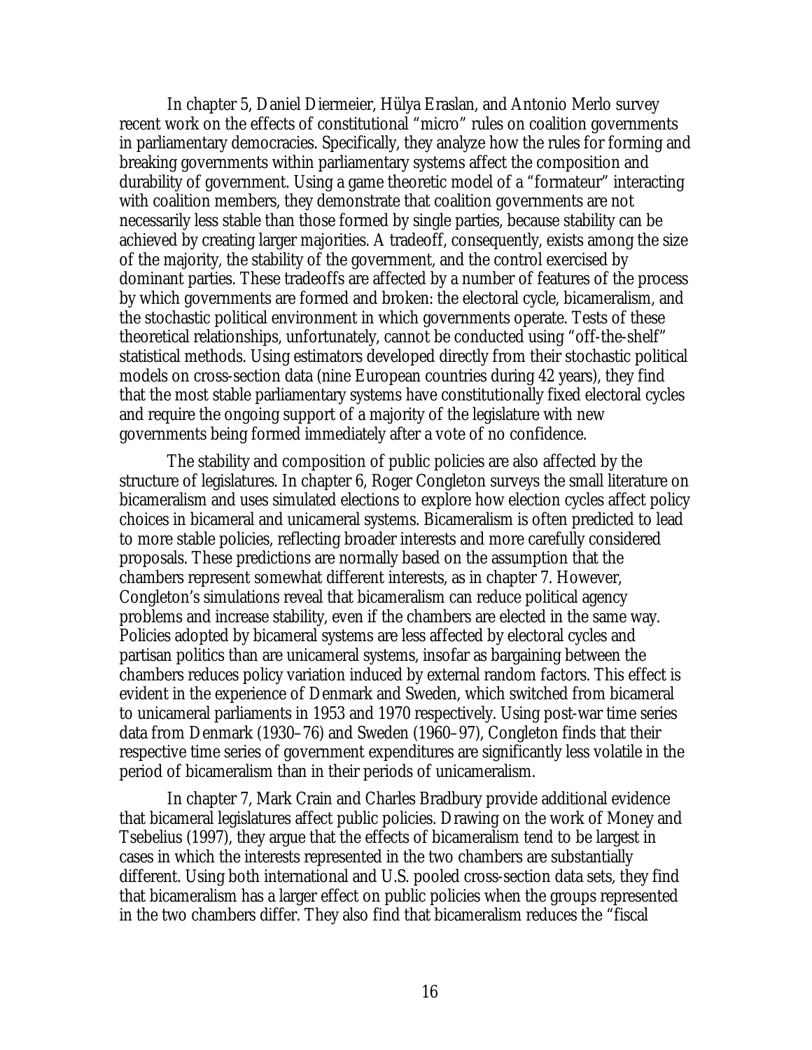In chapter 5, Daniel Diermeier, Hülya Eraslan, and Antonio Merlo survey recent work on the effects of constitutional "micro" rules on coalition governments in parliamentary democracies. Specifically, they analyze how the rules for forming and breaking governments within parliamentary systems affect the composition and durability of government. Using a game theoretic model of a "formateur" interacting with coalition members, they demonstrate that coalition governments are not necessarily less stable than those formed by single parties, because stability can be achieved by creating larger majorities. A tradeoff, consequently, exists among the size of the majority, the stability of the government, and the control exercised by dominant parties. These tradeoffs are affected by a number of features of the process by which governments are formed and broken: the electoral cycle, bicameralism, and the stochastic political environment in which governments operate. Tests of these theoretical relationships, unfortunately, cannot be conducted using "off-the-shelf" statistical methods. Using estimators developed directly from their stochastic political models on cross-section data (nine European countries during 42 years), they find that the most stable parliamentary systems have constitutionally fixed electoral cycles and require the ongoing support of a majority of the legislature with new governments being formed immediately after a vote of no confidence.

The stability and composition of public policies are also affected by the structure of legislatures. In chapter 6, Roger Congleton surveys the small literature on bicameralism and uses simulated elections to explore how election cycles affect policy choices in bicameral and unicameral systems. Bicameralism is often predicted to lead to more stable policies, reflecting broader interests and more carefully considered proposals. These predictions are normally based on the assumption that the chambers represent somewhat different interests, as in chapter 7. However, Congleton's simulations reveal that bicameralism can reduce political agency problems and increase stability, even if the chambers are elected in the same way. Policies adopted by bicameral systems are less affected by electoral cycles and partisan politics than are unicameral systems, insofar as bargaining between the chambers reduces policy variation induced by external random factors. This effect is evident in the experience of Denmark and Sweden, which switched from bicameral to unicameral parliaments in 1953 and 1970 respectively. Using post-war time series data from Denmark (1930–76) and Sweden (1960–97), Congleton finds that their respective time series of government expenditures are significantly less volatile in the period of bicameralism than in their periods of unicameralism.

In chapter 7, Mark Crain and Charles Bradbury provide additional evidence that bicameral legislatures affect public policies. Drawing on the work of Money and Tsebelius (1997), they argue that the effects of bicameralism tend to be largest in cases in which the interests represented in the two chambers are substantially different. Using both international and U.S. pooled cross-section data sets, they find that bicameralism has a larger effect on public policies when the groups represented in the two chambers differ. They also find that bicameralism reduces the "fiscal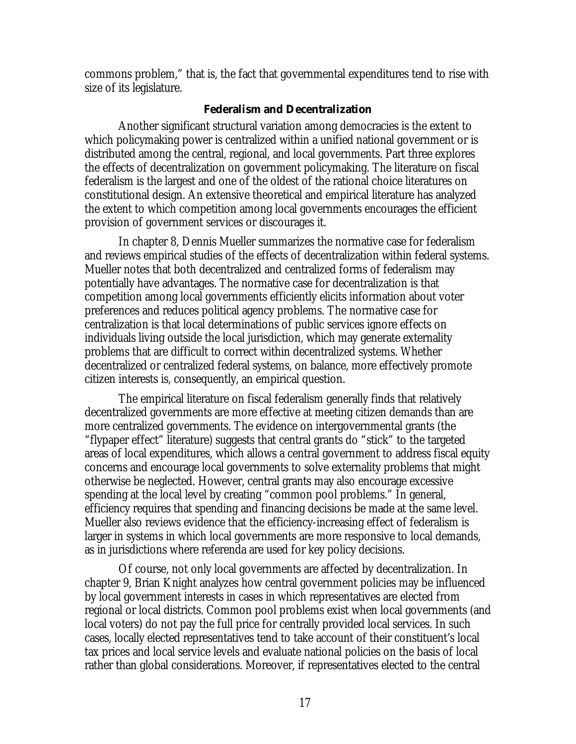commons problem," that is, the fact that governmental expenditures tend to rise with size of its legislature.

### Federalism and Decentralization

Another significant structural variation among democracies is the extent to which policymaking power is centralized within a unified national government or is distributed among the central, regional, and local governments. Part three explores the effects of decentralization on government policymaking. The literature on fiscal federalism is the largest and one of the oldest of the rational choice literatures on constitutional design. An extensive theoretical and empirical literature has analyzed the extent to which competition among local governments encourages the efficient provision of government services or discourages it.

In chapter 8, Dennis Mueller summarizes the normative case for federalism and reviews empirical studies of the effects of decentralization within federal systems. Mueller notes that both decentralized and centralized forms of federalism may potentially have advantages. The normative case for decentralization is that competition among local governments efficiently elicits information about voter preferences and reduces political agency problems. The normative case for centralization is that local determinations of public services ignore effects on individuals living outside the local jurisdiction, which may generate externality problems that are difficult to correct within decentralized systems. Whether decentralized or centralized federal systems, on balance, more effectively promote citizen interests is, consequently, an empirical question.

The empirical literature on fiscal federalism generally finds that relatively decentralized governments are more effective at meeting citizen demands than are more centralized governments. The evidence on intergovernmental grants (the "flypaper effect" literature) suggests that central grants do "stick" to the targeted areas of local expenditures, which allows a central government to address fiscal equity concerns and encourage local governments to solve externality problems that might otherwise be neglected. However, central grants may also encourage excessive spending at the local level by creating "common pool problems." In general, efficiency requires that spending and financing decisions be made at the same level. Mueller also reviews evidence that the efficiency-increasing effect of federalism is larger in systems in which local governments are more responsive to local demands, as in jurisdictions where referenda are used for key policy decisions.

Of course, not only local governments are affected by decentralization. In chapter 9, Brian Knight analyzes how central government policies may be influenced by local government interests in cases in which representatives are elected from regional or local districts. Common pool problems exist when local governments (and local voters) do not pay the full price for centrally provided local services. In such cases, locally elected representatives tend to take account of their constituent's local tax prices and local service levels and evaluate national policies on the basis of local rather than global considerations. Moreover, if representatives elected to the central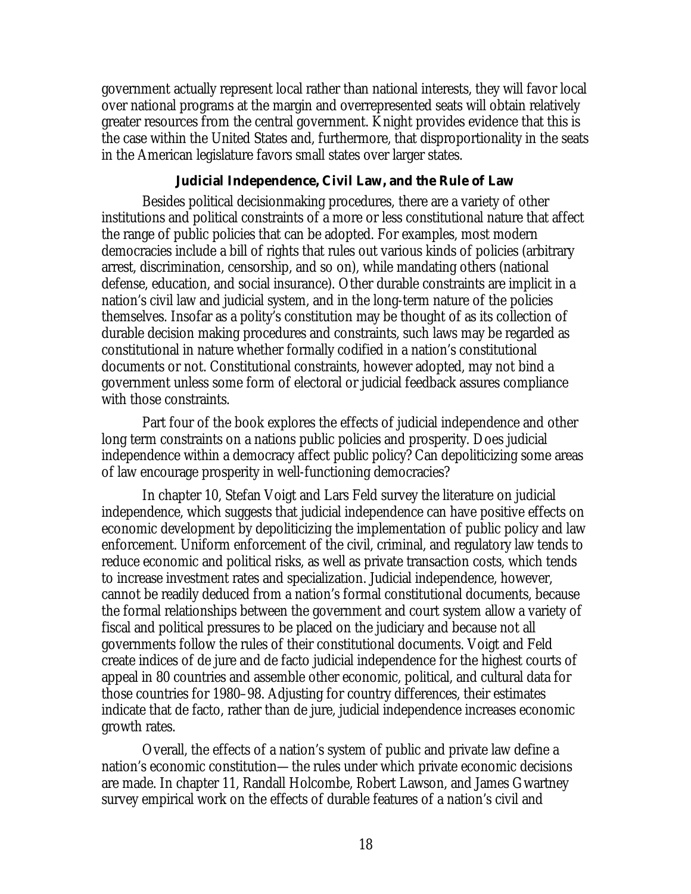government actually represent local rather than national interests, they will favor local over national programs at the margin and overrepresented seats will obtain relatively greater resources from the central government. Knight provides evidence that this is the case within the United States and, furthermore, that disproportionality in the seats in the American legislature favors small states over larger states.

### Judicial Independence, Civil Law, and the Rule of Law

Besides political decisionmaking procedures, there are a variety of other institutions and political constraints of a more or less constitutional nature that affect the range of public policies that can be adopted. For examples, most modern democracies include a bill of rights that rules out various kinds of policies (arbitrary arrest, discrimination, censorship, and so on), while mandating others (national defense, education, and social insurance). Other durable constraints are implicit in a nation's civil law and judicial system, and in the long-term nature of the policies themselves. Insofar as a polity's constitution may be thought of as its collection of durable decision making procedures and constraints, such laws may be regarded as constitutional in nature whether formally codified in a nation's constitutional documents or not. Constitutional constraints, however adopted, may not bind a government unless some form of electoral or judicial feedback assures compliance with those constraints.

Part four of the book explores the effects of judicial independence and other long term constraints on a nations public policies and prosperity. Does judicial independence within a democracy affect public policy? Can depoliticizing some areas of law encourage prosperity in well-functioning democracies?

In chapter 10, Stefan Voigt and Lars Feld survey the literature on judicial independence, which suggests that judicial independence can have positive effects on economic development by depoliticizing the implementation of public policy and law enforcement. Uniform enforcement of the civil, criminal, and regulatory law tends to reduce economic and political risks, as well as private transaction costs, which tends to increase investment rates and specialization. Judicial independence, however, cannot be readily deduced from a nation's formal constitutional documents, because the formal relationships between the government and court system allow a variety of fiscal and political pressures to be placed on the judiciary and because not all governments follow the rules of their constitutional documents. Voigt and Feld create indices of de jure and de facto judicial independence for the highest courts of appeal in 80 countries and assemble other economic, political, and cultural data for those countries for 1980–98. Adjusting for country differences, their estimates indicate that de facto, rather than de jure, judicial independence increases economic growth rates.

Overall, the effects of a nation's system of public and private law define a nation's economic constitution—the rules under which private economic decisions are made. In chapter 11, Randall Holcombe, Robert Lawson, and James Gwartney survey empirical work on the effects of durable features of a nation's civil and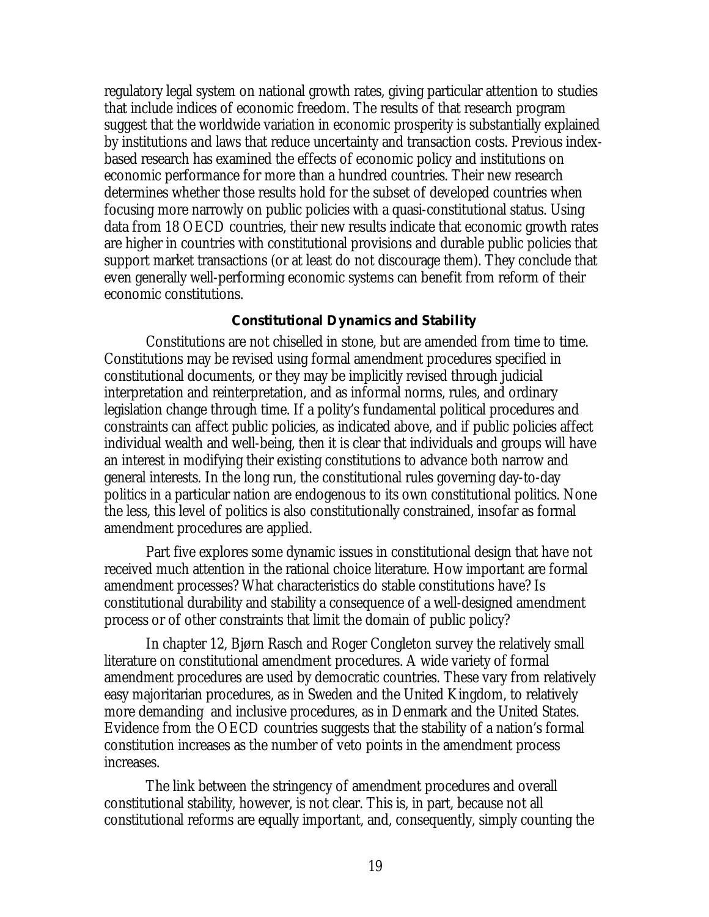regulatory legal system on national growth rates, giving particular attention to studies that include indices of economic freedom. The results of that research program suggest that the worldwide variation in economic prosperity is substantially explained by institutions and laws that reduce uncertainty and transaction costs. Previous index-based research has examined the effects of economic policy and institutions on economic performance for more than a hundred countries. Their new research determines whether those results hold for the subset of developed countries when focusing more narrowly on public policies with a quasi-constitutional status. Using data from 18 OECD countries, their new results indicate that economic growth rates are higher in countries with constitutional provisions and durable public policies that support market transactions (or at least do not discourage them). They conclude that even generally well-performing economic systems can benefit from reform of their economic constitutions.

### Constitutional Dynamics and Stability

Constitutions are not chiselled in stone, but are amended from time to time. Constitutions may be revised using formal amendment procedures specified in constitutional documents, or they may be implicitly revised through judicial interpretation and reinterpretation, and as informal norms, rules, and ordinary legislation change through time. If a polity's fundamental political procedures and constraints can affect public policies, as indicated above, and if public policies affect individual wealth and well-being, then it is clear that individuals and groups will have an interest in modifying their existing constitutions to advance both narrow and general interests. In the long run, the constitutional rules governing day-to-day politics in a particular nation are endogenous to its own constitutional politics. None the less, this level of politics is also constitutionally constrained, insofar as formal amendment procedures are applied.

Part five explores some dynamic issues in constitutional design that have not received much attention in the rational choice literature. How important are formal amendment processes? What characteristics do stable constitutions have? Is constitutional durability and stability a consequence of a well-designed amendment process or of other constraints that limit the domain of public policy?

In chapter 12, Bjørn Rasch and Roger Congleton survey the relatively small literature on constitutional amendment procedures. A wide variety of formal amendment procedures are used by democratic countries. These vary from relatively easy majoritarian procedures, as in Sweden and the United Kingdom, to relatively more demanding and inclusive procedures, as in Denmark and the United States. Evidence from the OECD countries suggests that the stability of a nation's formal constitution increases as the number of veto points in the amendment process increases.

The link between the stringency of amendment procedures and overall constitutional stability, however, is not clear. This is, in part, because not all constitutional reforms are equally important, and, consequently, simply counting the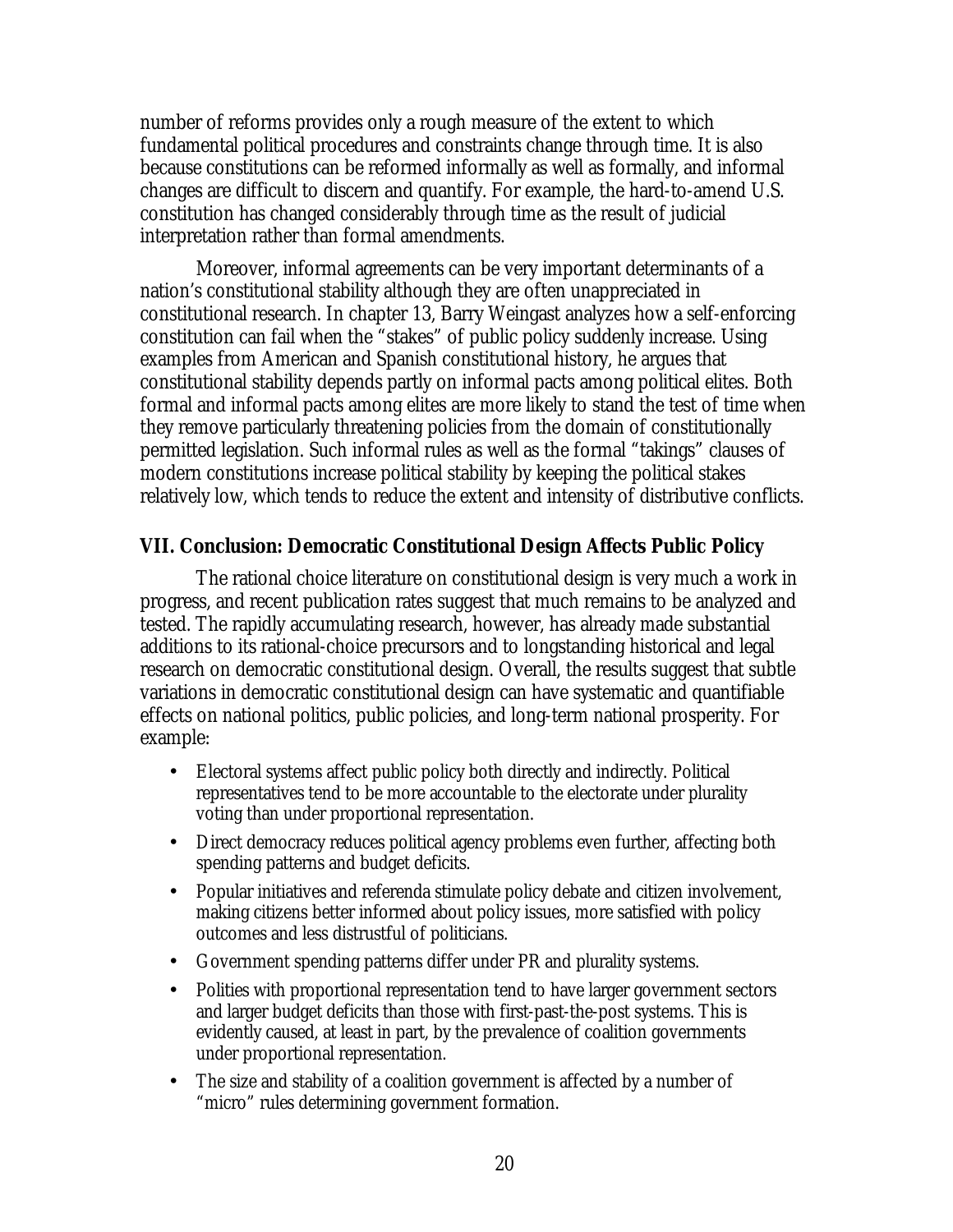number of reforms provides only a rough measure of the extent to which fundamental political procedures and constraints change through time. It is also because constitutions can be reformed informally as well as formally, and informal changes are difficult to discern and quantify. For example, the hard-to-amend U.S. constitution has changed considerably through time as the result of judicial interpretation rather than formal amendments.

Moreover, informal agreements can be very important determinants of a nation's constitutional stability although they are often unappreciated in constitutional research. In chapter 13, Barry Weingast analyzes how a self-enforcing constitution can fail when the "stakes" of public policy suddenly increase. Using examples from American and Spanish constitutional history, he argues that constitutional stability depends partly on informal pacts among political elites. Both formal and informal pacts among elites are more likely to stand the test of time when they remove particularly threatening policies from the domain of constitutionally permitted legislation. Such informal rules as well as the formal "takings" clauses of modern constitutions increase political stability by keeping the political stakes relatively low, which tends to reduce the extent and intensity of distributive conflicts.

## VII. Conclusion: Democratic Constitutional Design Affects Public Policy

The rational choice literature on constitutional design is very much a work in progress, and recent publication rates suggest that much remains to be analyzed and tested. The rapidly accumulating research, however, has already made substantial additions to its rational-choice precursors and to longstanding historical and legal research on democratic constitutional design. Overall, the results suggest that subtle variations in democratic constitutional design can have systematic and quantifiable effects on national politics, public policies, and long-term national prosperity. For example:

- Electoral systems affect public policy both directly and indirectly. Political representatives tend to be more accountable to the electorate under plurality voting than under proportional representation.
- Direct democracy reduces political agency problems even further, affecting both spending patterns and budget deficits.
- Popular initiatives and referenda stimulate policy debate and citizen involvement, making citizens better informed about policy issues, more satisfied with policy outcomes and less distrustful of politicians.
- Government spending patterns differ under PR and plurality systems.
- Polities with proportional representation tend to have larger government sectors and larger budget deficits than those with first-past-the-post systems. This is evidently caused, at least in part, by the prevalence of coalition governments under proportional representation.
- The size and stability of a coalition government is affected by a number of "micro" rules determining government formation.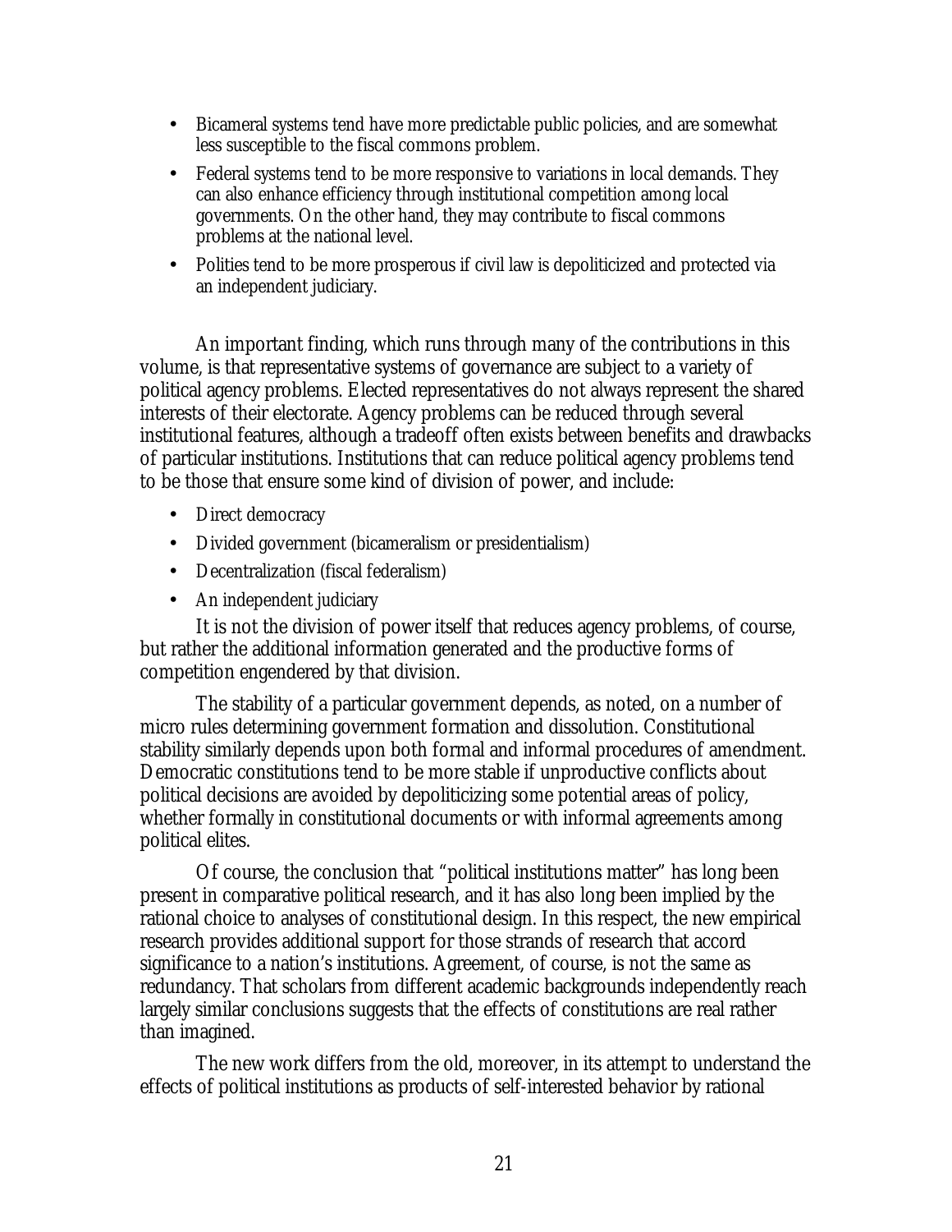- Bicameral systems tend have more predictable public policies, and are somewhat less susceptible to the fiscal commons problem.
- Federal systems tend to be more responsive to variations in local demands. They can also enhance efficiency through institutional competition among local governments. On the other hand, they may contribute to fiscal commons problems at the national level.
- Polities tend to be more prosperous if civil law is depoliticized and protected via an independent judiciary.

An important finding, which runs through many of the contributions in this volume, is that representative systems of governance are subject to a variety of political agency problems. Elected representatives do not always represent the shared interests of their electorate. Agency problems can be reduced through several institutional features, although a tradeoff often exists between benefits and drawbacks of particular institutions. Institutions that can reduce political agency problems tend to be those that ensure some kind of division of power, and include:

- Direct democracy
- Divided government (bicameralism or presidentialism)
- Decentralization (fiscal federalism)
- An independent judiciary

It is not the division of power itself that reduces agency problems, of course, but rather the additional information generated and the productive forms of competition engendered by that division.

The stability of a particular government depends, as noted, on a number of micro rules determining government formation and dissolution. Constitutional stability similarly depends upon both formal and informal procedures of amendment. Democratic constitutions tend to be more stable if unproductive conflicts about political decisions are avoided by depoliticizing some potential areas of policy, whether formally in constitutional documents or with informal agreements among political elites.

Of course, the conclusion that "political institutions matter" has long been present in comparative political research, and it has also long been implied by the rational choice to analyses of constitutional design. In this respect, the new empirical research provides additional support for those strands of research that accord significance to a nation's institutions. Agreement, of course, is not the same as redundancy. That scholars from different academic backgrounds independently reach largely similar conclusions suggests that the effects of constitutions are real rather than imagined.

The new work differs from the old, moreover, in its attempt to understand the effects of political institutions as products of self-interested behavior by rational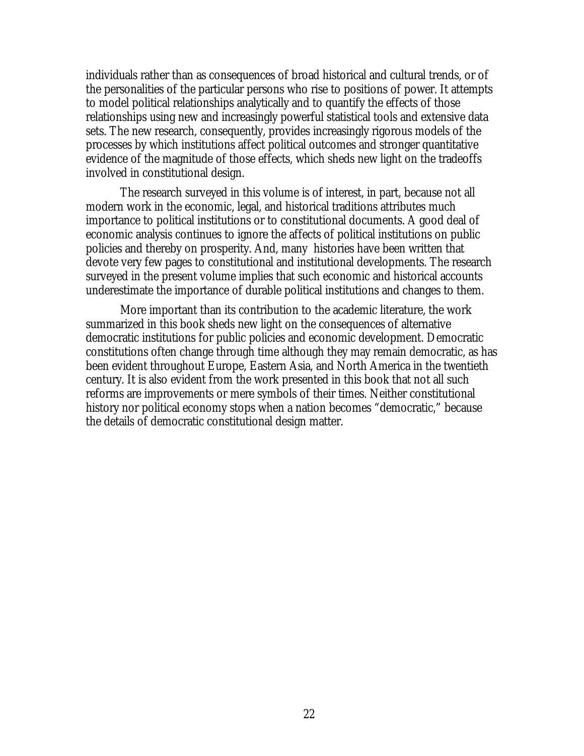individuals rather than as consequences of broad historical and cultural trends, or of the personalities of the particular persons who rise to positions of power. It attempts to model political relationships analytically and to quantify the effects of those relationships using new and increasingly powerful statistical tools and extensive data sets. The new research, consequently, provides increasingly rigorous models of the processes by which institutions affect political outcomes and stronger quantitative evidence of the magnitude of those effects, which sheds new light on the tradeoffs involved in constitutional design.

The research surveyed in this volume is of interest, in part, because not all modern work in the economic, legal, and historical traditions attributes much importance to political institutions or to constitutional documents. A good deal of economic analysis continues to ignore the affects of political institutions on public policies and thereby on prosperity. And, many histories have been written that devote very few pages to constitutional and institutional developments. The research surveyed in the present volume implies that such economic and historical accounts underestimate the importance of durable political institutions and changes to them.

More important than its contribution to the academic literature, the work summarized in this book sheds new light on the consequences of alternative democratic institutions for public policies and economic development. Democratic constitutions often change through time although they may remain democratic, as has been evident throughout Europe, Eastern Asia, and North America in the twentieth century. It is also evident from the work presented in this book that not all such reforms are improvements or mere symbols of their times. Neither constitutional history nor political economy stops when a nation becomes "democratic," because the details of democratic constitutional design matter.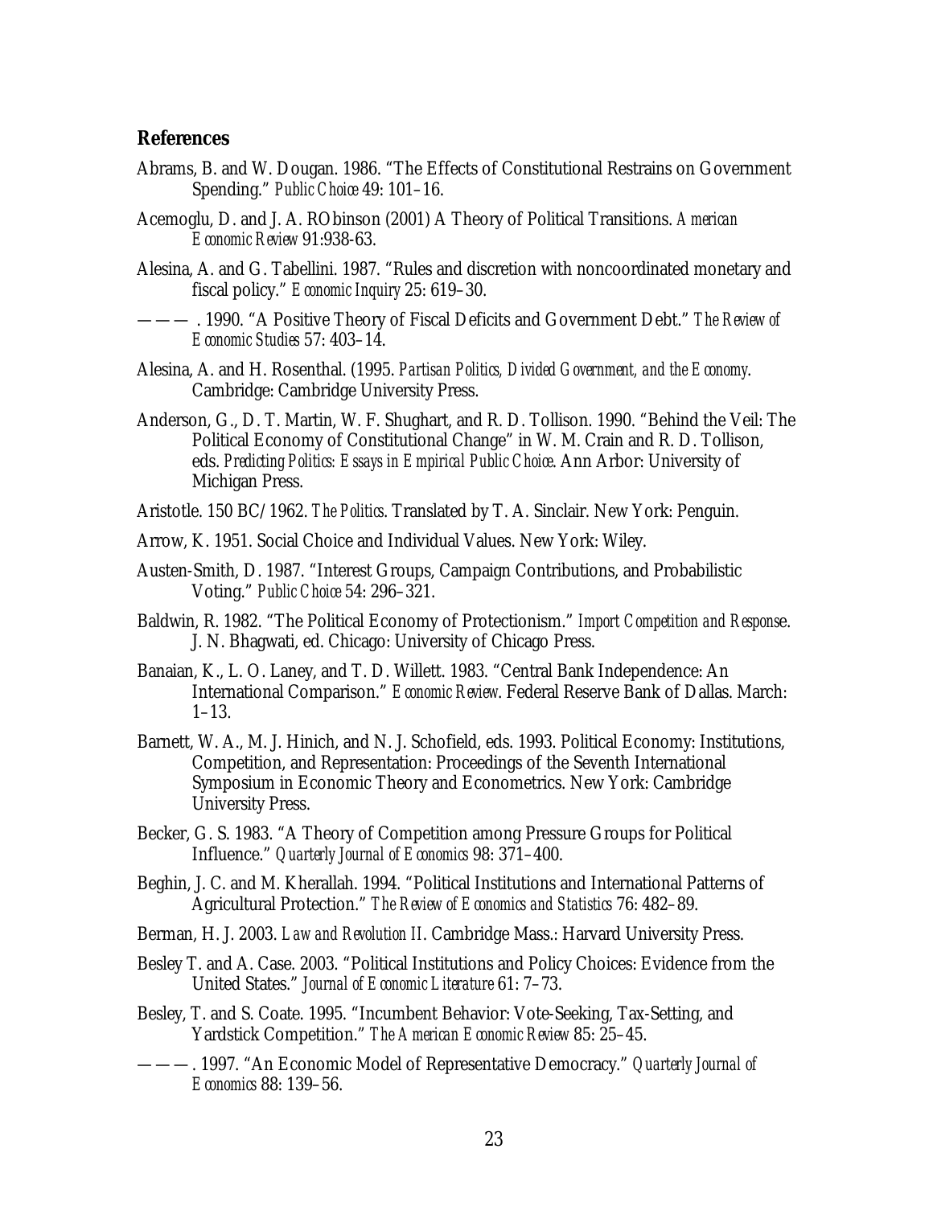## References

Abrams, B. and W. Dougan. 1986. "The Effects of Constitutional Restrains on Government Spending." *Public Choice* 49: 101–16.

Acemoglu, D. and J. A. RObinson (2001) A Theory of Political Transitions. *American Economic Review* 91:938-63.

Alesina, A. and G. Tabellini. 1987. "Rules and discretion with noncoordinated monetary and fiscal policy." *Economic Inquiry* 25: 619–30.

——— . 1990. "A Positive Theory of Fiscal Deficits and Government Debt." *The Review of Economic Studies* 57: 403–14.

Alesina, A. and H. Rosenthal. (1995. *Partisan Politics, Divided Government, and the Economy*. Cambridge: Cambridge University Press.

Anderson, G., D. T. Martin, W. F. Shughart, and R. D. Tollison. 1990. "Behind the Veil: The Political Economy of Constitutional Change" in W. M. Crain and R. D. Tollison, eds. *Predicting Politics: Essays in Empirical Public Choice*. Ann Arbor: University of Michigan Press.

Aristotle. 150 BC/1962. *The Politics*. Translated by T. A. Sinclair. New York: Penguin.

Arrow, K. 1951. Social Choice and Individual Values. New York: Wiley.

Austen-Smith, D. 1987. "Interest Groups, Campaign Contributions, and Probabilistic Voting." *Public Choice* 54: 296–321.

Baldwin, R. 1982. "The Political Economy of Protectionism." *Import Competition and Response*. J. N. Bhagwati, ed. Chicago: University of Chicago Press.

Banaian, K., L. O. Laney, and T. D. Willett. 1983. "Central Bank Independence: An International Comparison." *Economic Review*. Federal Reserve Bank of Dallas. March: 1–13.

Barnett, W. A., M. J. Hinich, and N. J. Schofield, eds. 1993. Political Economy: Institutions, Competition, and Representation: Proceedings of the Seventh International Symposium in Economic Theory and Econometrics. New York: Cambridge University Press.

Becker, G. S. 1983. "A Theory of Competition among Pressure Groups for Political Influence." *Quarterly Journal of Economics* 98: 371–400.

Beghin, J. C. and M. Kherallah. 1994. "Political Institutions and International Patterns of Agricultural Protection." *The Review of Economics and Statistics* 76: 482–89.

Berman, H. J. 2003. *Law and Revolution II*. Cambridge Mass.: Harvard University Press.

Besley T. and A. Case. 2003. "Political Institutions and Policy Choices: Evidence from the United States." *Journal of Economic Literature* 61: 7–73.

Besley, T. and S. Coate. 1995. "Incumbent Behavior: Vote-Seeking, Tax-Setting, and Yardstick Competition." *The American Economic Review* 85: 25–45.

———. 1997. "An Economic Model of Representative Democracy." *Quarterly Journal of Economics* 88: 139–56.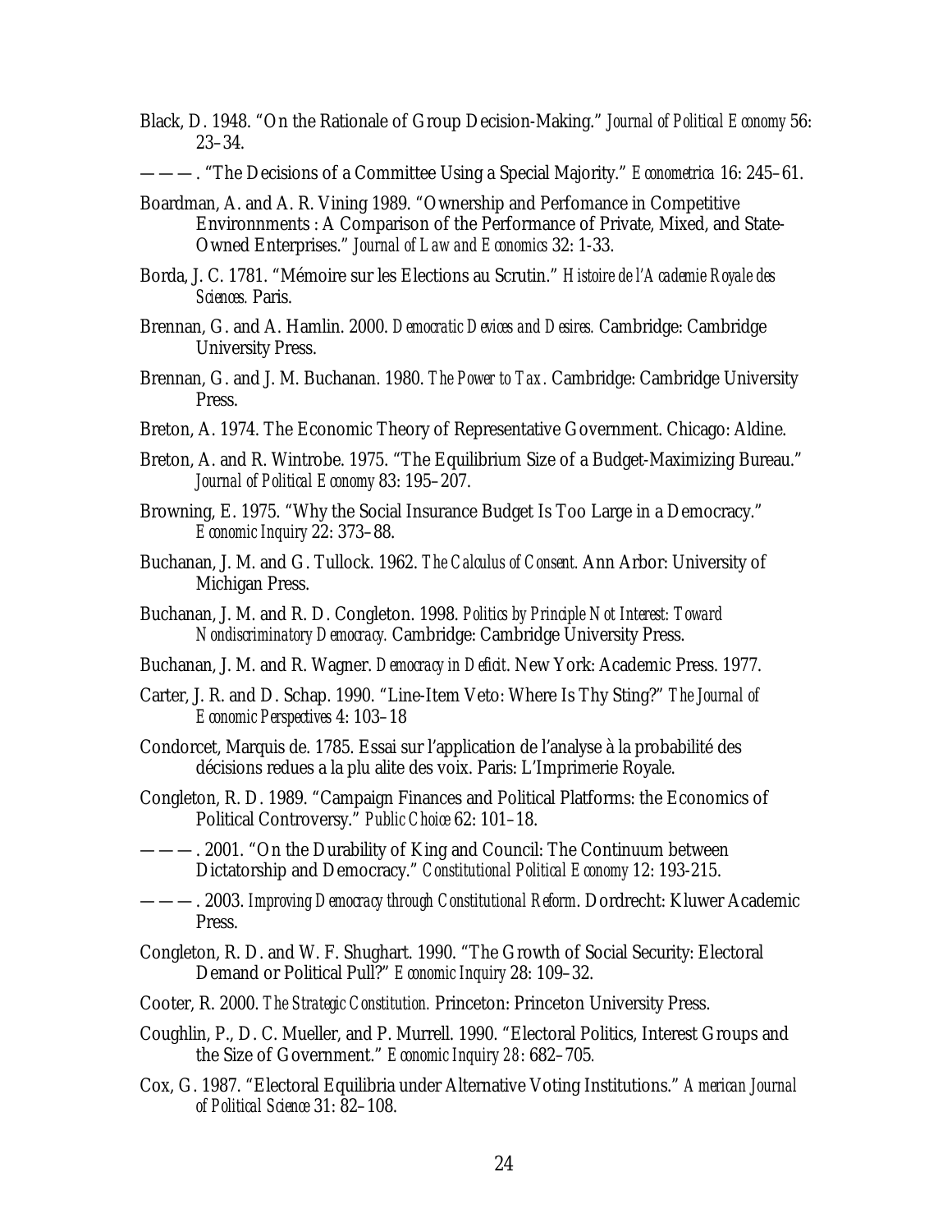Black, D. 1948. "On the Rationale of Group Decision-Making." *Journal of Political Economy* 56: 23–34.

———. "The Decisions of a Committee Using a Special Majority." *Econometrica* 16: 245–61.

Boardman, A. and A. R. Vining 1989. "Ownership and Perfomance in Competitive Environnments : A Comparison of the Performance of Private, Mixed, and State-Owned Enterprises." *Journal of Law and Economics* 32: 1-33.

Borda, J. C. 1781. "Mémoire sur les Elections au Scrutin." *Histoire de l'Academie Royale des Sciences.* Paris.

Brennan, G. and A. Hamlin. 2000. *Democratic Devices and Desires.* Cambridge: Cambridge University Press.

Brennan, G. and J. M. Buchanan. 1980. *The Power to Tax.* Cambridge: Cambridge University Press.

Breton, A. 1974. The Economic Theory of Representative Government. Chicago: Aldine.

Breton, A. and R. Wintrobe. 1975. "The Equilibrium Size of a Budget-Maximizing Bureau." *Journal of Political Economy* 83: 195–207.

Browning, E. 1975. "Why the Social Insurance Budget Is Too Large in a Democracy." *Economic Inquiry* 22: 373–88.

Buchanan, J. M. and G. Tullock. 1962. *The Calculus of Consent.* Ann Arbor: University of Michigan Press.

Buchanan, J. M. and R. D. Congleton. 1998. *Politics by Principle Not Interest: Toward Nondiscriminatory Democracy.* Cambridge: Cambridge University Press.

Buchanan, J. M. and R. Wagner. *Democracy in Deficit*. New York: Academic Press. 1977.

Carter, J. R. and D. Schap. 1990. "Line-Item Veto: Where Is Thy Sting?" *The Journal of Economic Perspectives* 4: 103–18

Condorcet, Marquis de. 1785. Essai sur l'application de l'analyse à la probabilité des décisions redues a la plu alite des voix. Paris: L'Imprimerie Royale.

Congleton, R. D. 1989. "Campaign Finances and Political Platforms: the Economics of Political Controversy." *Public Choice* 62: 101–18.

———. 2001. "On the Durability of King and Council: The Continuum between Dictatorship and Democracy." *Constitutional Political Economy* 12: 193-215.

———. 2003. *Improving Democracy through Constitutional Reform*. Dordrecht: Kluwer Academic Press.

Congleton, R. D. and W. F. Shughart. 1990. "The Growth of Social Security: Electoral Demand or Political Pull?" *Economic Inquiry* 28: 109–32.

Cooter, R. 2000. *The Strategic Constitution.* Princeton: Princeton University Press.

Coughlin, P., D. C. Mueller, and P. Murrell. 1990. "Electoral Politics, Interest Groups and the Size of Government." *Economic Inquiry 28*: 682–705.

Cox, G. 1987. "Electoral Equilibria under Alternative Voting Institutions." *American Journal of Political Science* 31: 82–108.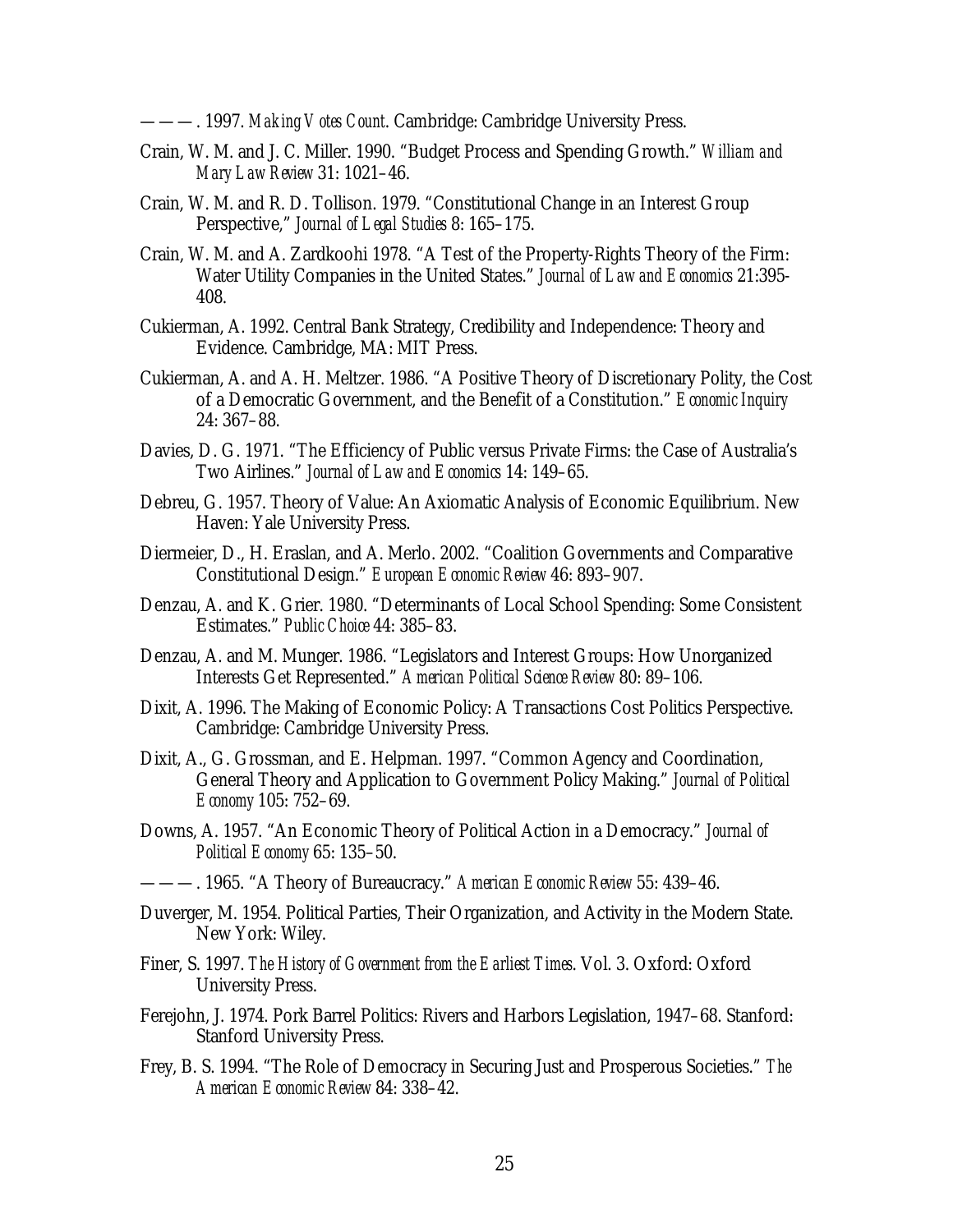———. 1997. *Making Votes Count*. Cambridge: Cambridge University Press.

Crain, W. M. and J. C. Miller. 1990. "Budget Process and Spending Growth." *William and Mary Law Review* 31: 1021–46.

Crain, W. M. and R. D. Tollison. 1979. "Constitutional Change in an Interest Group Perspective," *Journal of Legal Studies* 8: 165–175.

Crain, W. M. and A. Zardkoohi 1978. "A Test of the Property-Rights Theory of the Firm: Water Utility Companies in the United States." *Journal of Law and Economics* 21:395-408.

Cukierman, A. 1992. Central Bank Strategy, Credibility and Independence: Theory and Evidence. Cambridge, MA: MIT Press.

Cukierman, A. and A. H. Meltzer. 1986. "A Positive Theory of Discretionary Polity, the Cost of a Democratic Government, and the Benefit of a Constitution." *Economic Inquiry* 24: 367–88.

Davies, D. G. 1971. "The Efficiency of Public versus Private Firms: the Case of Australia's Two Airlines." *Journal of Law and Economics* 14: 149–65.

Debreu, G. 1957. Theory of Value: An Axiomatic Analysis of Economic Equilibrium. New Haven: Yale University Press.

Diermeier, D., H. Eraslan, and A. Merlo. 2002. "Coalition Governments and Comparative Constitutional Design." *European Economic Review* 46: 893–907.

Denzau, A. and K. Grier. 1980. "Determinants of Local School Spending: Some Consistent Estimates." *Public Choice* 44: 385–83.

Denzau, A. and M. Munger. 1986. "Legislators and Interest Groups: How Unorganized Interests Get Represented." *American Political Science Review* 80: 89–106.

Dixit, A. 1996. The Making of Economic Policy: A Transactions Cost Politics Perspective. Cambridge: Cambridge University Press.

Dixit, A., G. Grossman, and E. Helpman. 1997. "Common Agency and Coordination, General Theory and Application to Government Policy Making." *Journal of Political Economy* 105: 752–69.

Downs, A. 1957. "An Economic Theory of Political Action in a Democracy." *Journal of Political Economy* 65: 135–50.

———. 1965. "A Theory of Bureaucracy." *American Economic Review* 55: 439–46.

Duverger, M. 1954. Political Parties, Their Organization, and Activity in the Modern State. New York: Wiley.

Finer, S. 1997. *The History of Government from the Earliest Times*. Vol. 3. Oxford: Oxford University Press.

Ferejohn, J. 1974. Pork Barrel Politics: Rivers and Harbors Legislation, 1947–68. Stanford: Stanford University Press.

Frey, B. S. 1994. "The Role of Democracy in Securing Just and Prosperous Societies." *The American Economic Review* 84: 338–42.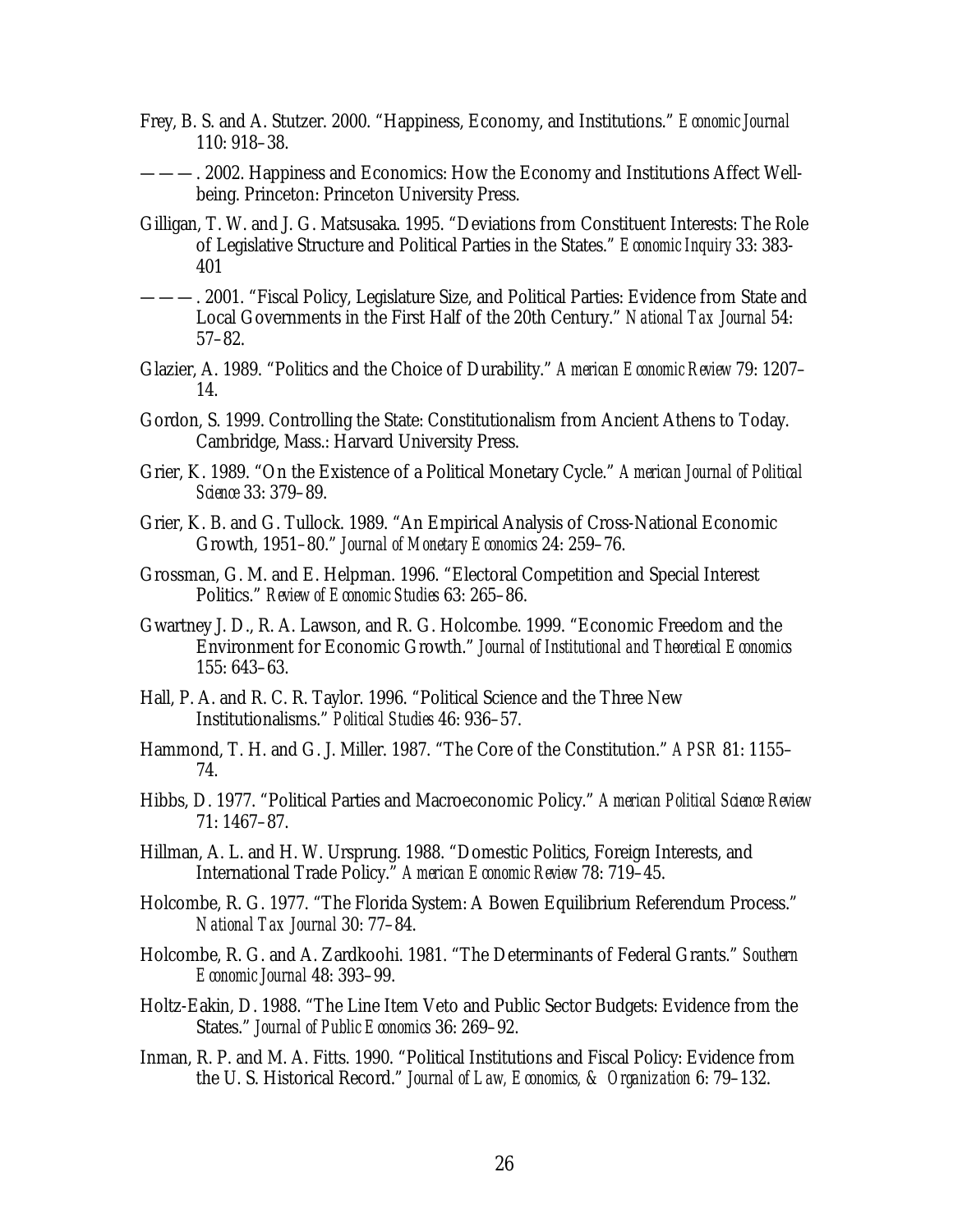Frey, B. S. and A. Stutzer. 2000. "Happiness, Economy, and Institutions." *Economic Journal* 110: 918–38.

———. 2002. Happiness and Economics: How the Economy and Institutions Affect Well-being. Princeton: Princeton University Press.

Gilligan, T. W. and J. G. Matsusaka. 1995. "Deviations from Constituent Interests: The Role of Legislative Structure and Political Parties in the States." *Economic Inquiry* 33: 383-401

———. 2001. "Fiscal Policy, Legislature Size, and Political Parties: Evidence from State and Local Governments in the First Half of the 20th Century." *National Tax Journal* 54: 57–82.

Glazier, A. 1989. "Politics and the Choice of Durability." *American Economic Review* 79: 1207–14.

Gordon, S. 1999. Controlling the State: Constitutionalism from Ancient Athens to Today. Cambridge, Mass.: Harvard University Press.

Grier, K. 1989. "On the Existence of a Political Monetary Cycle." *American Journal of Political Science* 33: 379–89.

Grier, K. B. and G. Tullock. 1989. "An Empirical Analysis of Cross-National Economic Growth, 1951–80." *Journal of Monetary Economics* 24: 259–76.

Grossman, G. M. and E. Helpman. 1996. "Electoral Competition and Special Interest Politics." *Review of Economic Studies* 63: 265–86.

Gwartney J. D., R. A. Lawson, and R. G. Holcombe. 1999. "Economic Freedom and the Environment for Economic Growth." *Journal of Institutional and Theoretical Economics* 155: 643–63.

Hall, P. A. and R. C. R. Taylor. 1996. "Political Science and the Three New Institutionalisms." *Political Studies* 46: 936–57.

Hammond, T. H. and G. J. Miller. 1987. "The Core of the Constitution." *APSR* 81: 1155–74.

Hibbs, D. 1977. "Political Parties and Macroeconomic Policy." *American Political Science Review* 71: 1467–87.

Hillman, A. L. and H. W. Ursprung. 1988. "Domestic Politics, Foreign Interests, and International Trade Policy." *American Economic Review* 78: 719–45.

Holcombe, R. G. 1977. "The Florida System: A Bowen Equilibrium Referendum Process." *National Tax Journal* 30: 77–84.

Holcombe, R. G. and A. Zardkoohi. 1981. "The Determinants of Federal Grants." *Southern Economic Journal* 48: 393–99.

Holtz-Eakin, D. 1988. "The Line Item Veto and Public Sector Budgets: Evidence from the States." *Journal of Public Economics* 36: 269–92.

Inman, R. P. and M. A. Fitts. 1990. "Political Institutions and Fiscal Policy: Evidence from the U. S. Historical Record." *Journal of Law, Economics, & Organization* 6: 79–132.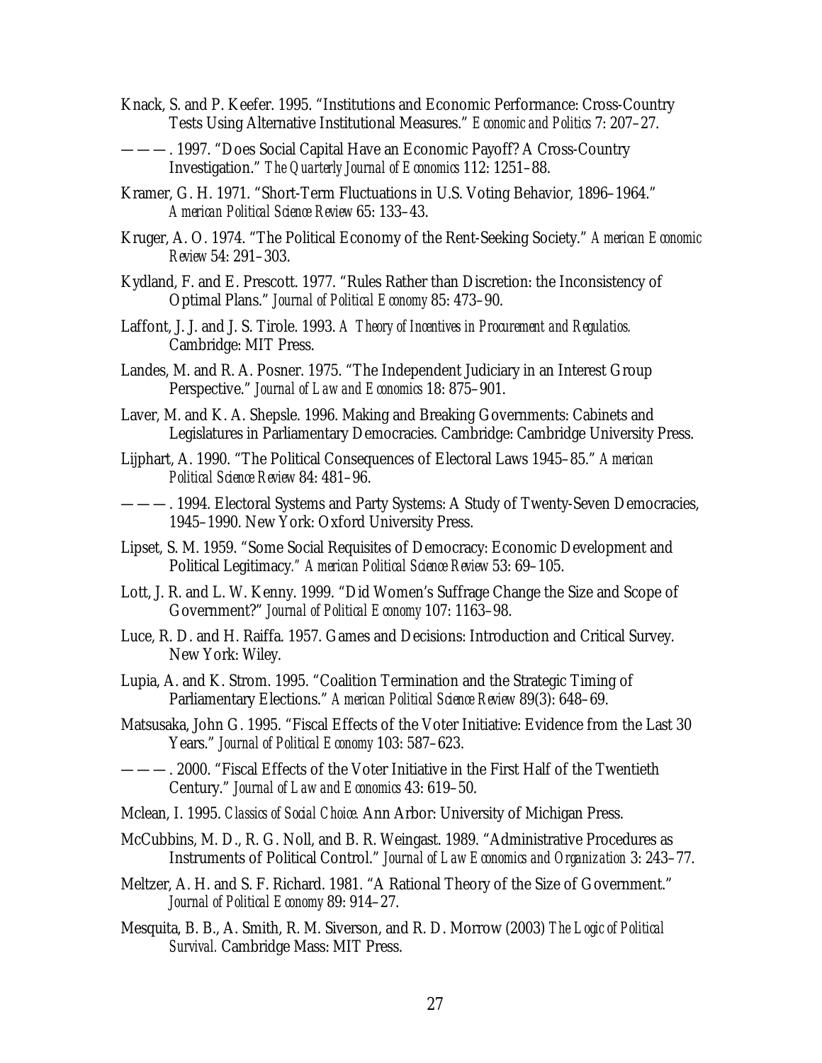Knack, S. and P. Keefer. 1995. “Institutions and Economic Performance: Cross-Country Tests Using Alternative Institutional Measures.” *Economic and Politics* 7: 207–27.

———. 1997. “Does Social Capital Have an Economic Payoff? A Cross-Country Investigation.” *The Quarterly Journal of Economics* 112: 1251–88.

Kramer, G. H. 1971. “Short-Term Fluctuations in U.S. Voting Behavior, 1896–1964.” *American Political Science Review* 65: 133–43.

Kruger, A. O. 1974. “The Political Economy of the Rent-Seeking Society.” *American Economic Review* 54: 291–303.

Kydland, F. and E. Prescott. 1977. “Rules Rather than Discretion: the Inconsistency of Optimal Plans.” *Journal of Political Economy* 85: 473–90.

Laffont, J. J. and J. S. Tirole. 1993. *A Theory of Incentives in Procurement and Regulatios.* Cambridge: MIT Press.

Landes, M. and R. A. Posner. 1975. “The Independent Judiciary in an Interest Group Perspective.” *Journal of Law and Economics* 18: 875–901.

Laver, M. and K. A. Shepsle. 1996. Making and Breaking Governments: Cabinets and Legislatures in Parliamentary Democracies. Cambridge: Cambridge University Press.

Lijphart, A. 1990. “The Political Consequences of Electoral Laws 1945–85.” *American Political Science Review* 84: 481–96.

———. 1994. Electoral Systems and Party Systems: A Study of Twenty-Seven Democracies, 1945–1990. New York: Oxford University Press.

Lipset, S. M. 1959. “Some Social Requisites of Democracy: Economic Development and Political Legitimacy.” *American Political Science Review* 53: 69–105.

Lott, J. R. and L. W. Kenny. 1999. “Did Women’s Suffrage Change the Size and Scope of Government?” *Journal of Political Economy* 107: 1163–98.

Luce, R. D. and H. Raiffa. 1957. Games and Decisions: Introduction and Critical Survey. New York: Wiley.

Lupia, A. and K. Strom. 1995. “Coalition Termination and the Strategic Timing of Parliamentary Elections.” *American Political Science Review* 89(3): 648–69.

Matsusaka, John G. 1995. “Fiscal Effects of the Voter Initiative: Evidence from the Last 30 Years.” *Journal of Political Economy* 103: 587–623.

———. 2000. “Fiscal Effects of the Voter Initiative in the First Half of the Twentieth Century.” *Journal of Law and Economics* 43: 619–50.

Mclean, I. 1995. *Classics of Social Choice.* Ann Arbor: University of Michigan Press.

McCubbins, M. D., R. G. Noll, and B. R. Weingast. 1989. “Administrative Procedures as Instruments of Political Control.” *Journal of Law Economics and Organization* 3: 243–77.

Meltzer, A. H. and S. F. Richard. 1981. “A Rational Theory of the Size of Government.” *Journal of Political Economy* 89: 914–27.

Mesquita, B. B., A. Smith, R. M. Siverson, and R. D. Morrow (2003) *The Logic of Political Survival.* Cambridge Mass: MIT Press.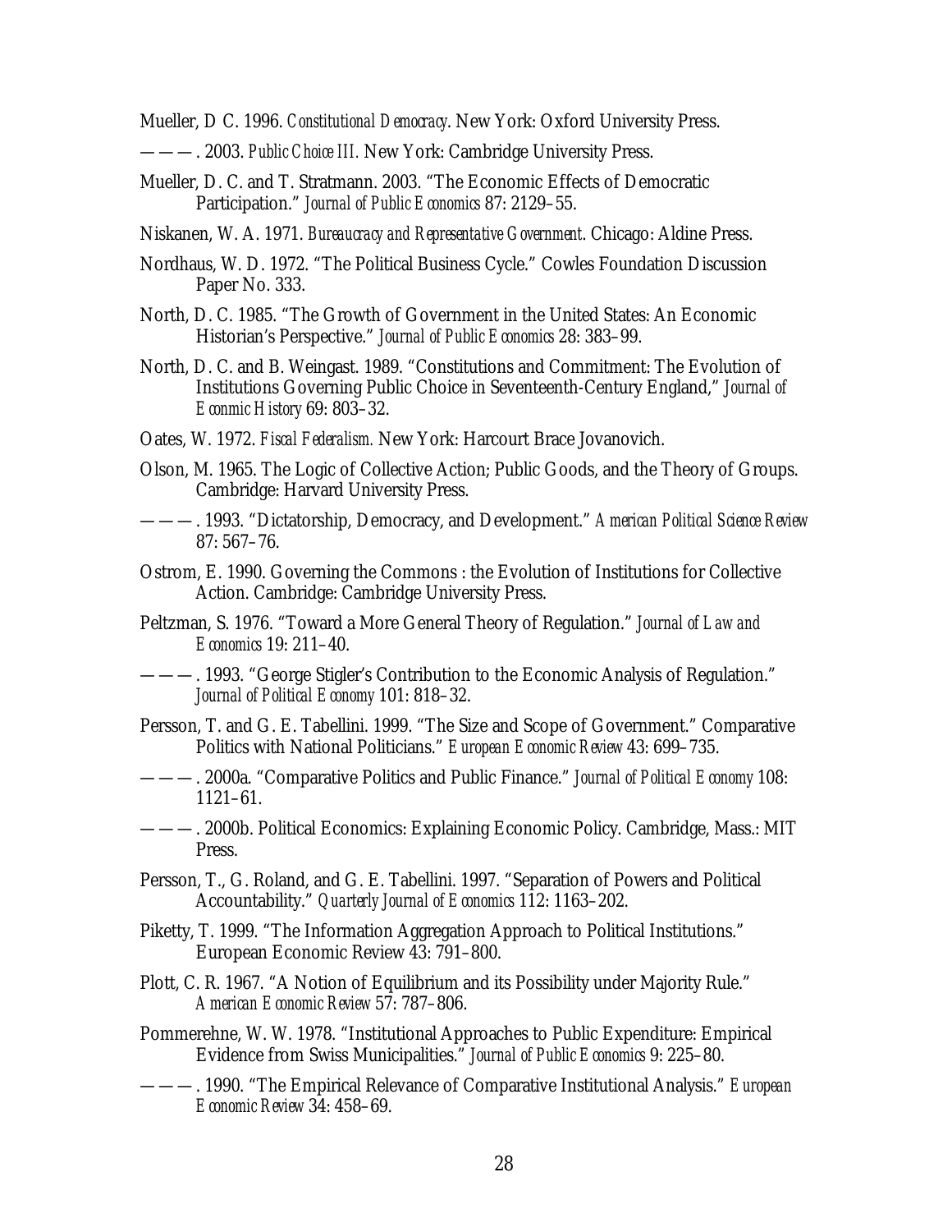Mueller, D C. 1996. *Constitutional Democracy*. New York: Oxford University Press.

———. 2003. *Public Choice III*. New York: Cambridge University Press.

Mueller, D. C. and T. Stratmann. 2003. "The Economic Effects of Democratic Participation." *Journal of Public Economics* 87: 2129–55.

Niskanen, W. A. 1971. *Bureaucracy and Representative Government*. Chicago: Aldine Press.

Nordhaus, W. D. 1972. "The Political Business Cycle." Cowles Foundation Discussion Paper No. 333.

North, D. C. 1985. "The Growth of Government in the United States: An Economic Historian's Perspective." *Journal of Public Economics* 28: 383–99.

North, D. C. and B. Weingast. 1989. "Constitutions and Commitment: The Evolution of Institutions Governing Public Choice in Seventeenth-Century England," *Journal of Econmic History* 69: 803–32.

Oates, W. 1972. *Fiscal Federalism*. New York: Harcourt Brace Jovanovich.

Olson, M. 1965. The Logic of Collective Action; Public Goods, and the Theory of Groups. Cambridge: Harvard University Press.

———. 1993. "Dictatorship, Democracy, and Development." *American Political Science Review* 87: 567–76.

Ostrom, E. 1990. Governing the Commons : the Evolution of Institutions for Collective Action. Cambridge: Cambridge University Press.

Peltzman, S. 1976. "Toward a More General Theory of Regulation." *Journal of Law and Economics* 19: 211–40.

———. 1993. "George Stigler's Contribution to the Economic Analysis of Regulation." *Journal of Political Economy* 101: 818–32.

Persson, T. and G. E. Tabellini. 1999. "The Size and Scope of Government." Comparative Politics with National Politicians." *European Economic Review* 43: 699–735.

———. 2000a. "Comparative Politics and Public Finance." *Journal of Political Economy* 108: 1121–61.

———. 2000b. Political Economics: Explaining Economic Policy. Cambridge, Mass.: MIT Press.

Persson, T., G. Roland, and G. E. Tabellini. 1997. "Separation of Powers and Political Accountability." *Quarterly Journal of Economics* 112: 1163–202.

Piketty, T. 1999. "The Information Aggregation Approach to Political Institutions." European Economic Review 43: 791–800.

Plott, C. R. 1967. "A Notion of Equilibrium and its Possibility under Majority Rule." *American Economic Review* 57: 787–806.

Pommerehne, W. W. 1978. "Institutional Approaches to Public Expenditure: Empirical Evidence from Swiss Municipalities." *Journal of Public Economics* 9: 225–80.

———. 1990. "The Empirical Relevance of Comparative Institutional Analysis." *European Economic Review* 34: 458–69.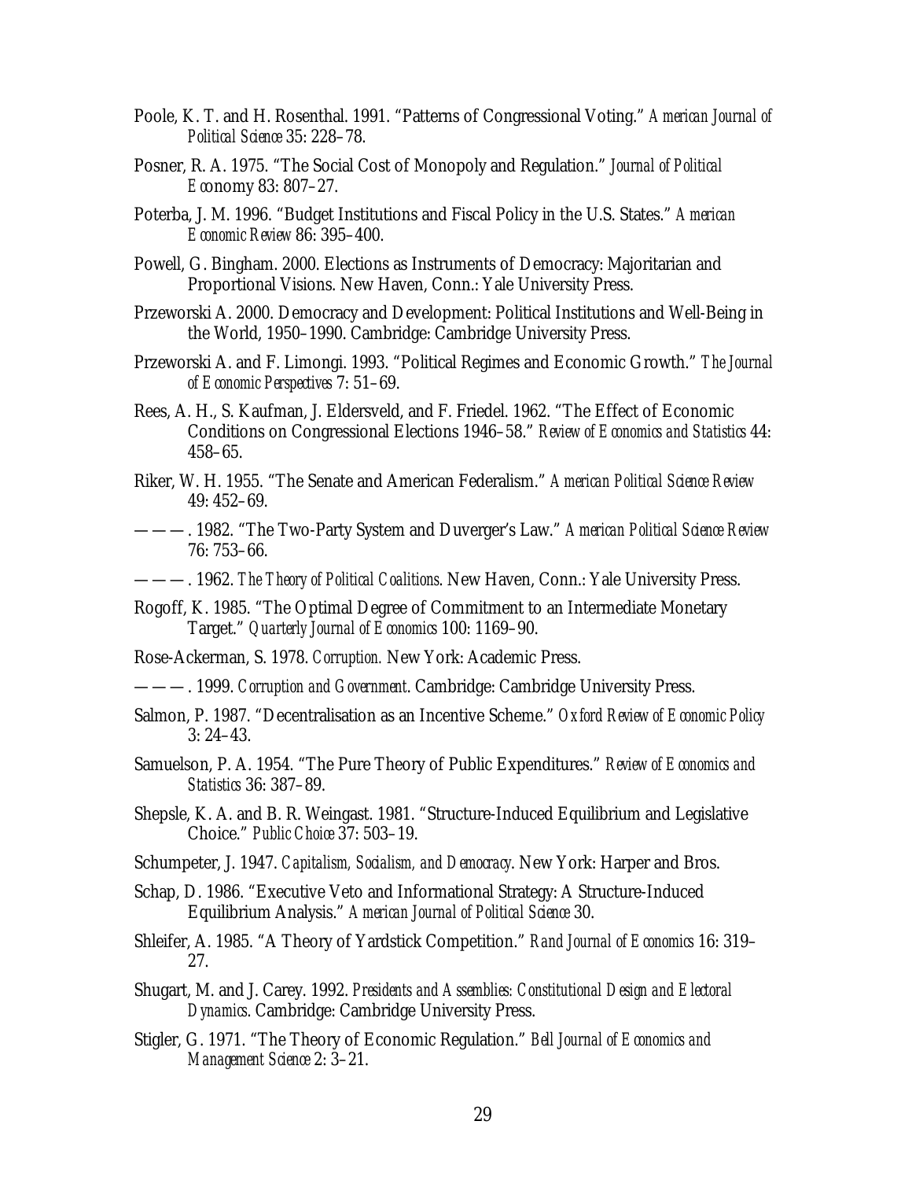Poole, K. T. and H. Rosenthal. 1991. "Patterns of Congressional Voting." *American Journal of Political Science* 35: 228–78.

Posner, R. A. 1975. "The Social Cost of Monopoly and Regulation." *Journal of Political Economy* 83: 807–27.

Poterba, J. M. 1996. "Budget Institutions and Fiscal Policy in the U.S. States." *American Economic Review* 86: 395–400.

Powell, G. Bingham. 2000. Elections as Instruments of Democracy: Majoritarian and Proportional Visions. New Haven, Conn.: Yale University Press.

Przeworski A. 2000. Democracy and Development: Political Institutions and Well-Being in the World, 1950–1990. Cambridge: Cambridge University Press.

Przeworski A. and F. Limongi. 1993. "Political Regimes and Economic Growth." *The Journal of Economic Perspectives* 7: 51–69.

Rees, A. H., S. Kaufman, J. Eldersveld, and F. Friedel. 1962. "The Effect of Economic Conditions on Congressional Elections 1946–58." *Review of Economics and Statistics* 44: 458–65.

Riker, W. H. 1955. "The Senate and American Federalism." *American Political Science Review* 49: 452–69.

———. 1982. "The Two-Party System and Duverger's Law." *American Political Science Review* 76: 753–66.

———. 1962. *The Theory of Political Coalitions*. New Haven, Conn.: Yale University Press.

Rogoff, K. 1985. "The Optimal Degree of Commitment to an Intermediate Monetary Target." *Quarterly Journal of Economics* 100: 1169–90.

Rose-Ackerman, S. 1978. *Corruption.* New York: Academic Press.

———. 1999. *Corruption and Government*. Cambridge: Cambridge University Press.

Salmon, P. 1987. "Decentralisation as an Incentive Scheme." *Oxford Review of Economic Policy* 3: 24–43.

Samuelson, P. A. 1954. "The Pure Theory of Public Expenditures." *Review of Economics and Statistics* 36: 387–89.

Shepsle, K. A. and B. R. Weingast. 1981. "Structure-Induced Equilibrium and Legislative Choice." *Public Choice* 37: 503–19.

Schumpeter, J. 1947. *Capitalism, Socialism, and Democracy*. New York: Harper and Bros.

Schap, D. 1986. "Executive Veto and Informational Strategy: A Structure-Induced Equilibrium Analysis." *American Journal of Political Science* 30.

Shleifer, A. 1985. "A Theory of Yardstick Competition." *Rand Journal of Economics* 16: 319–27.

Shugart, M. and J. Carey. 1992. *Presidents and Assemblies: Constitutional Design and Electoral Dynamics*. Cambridge: Cambridge University Press.

Stigler, G. 1971. "The Theory of Economic Regulation." *Bell Journal of Economics and Management Science* 2: 3–21.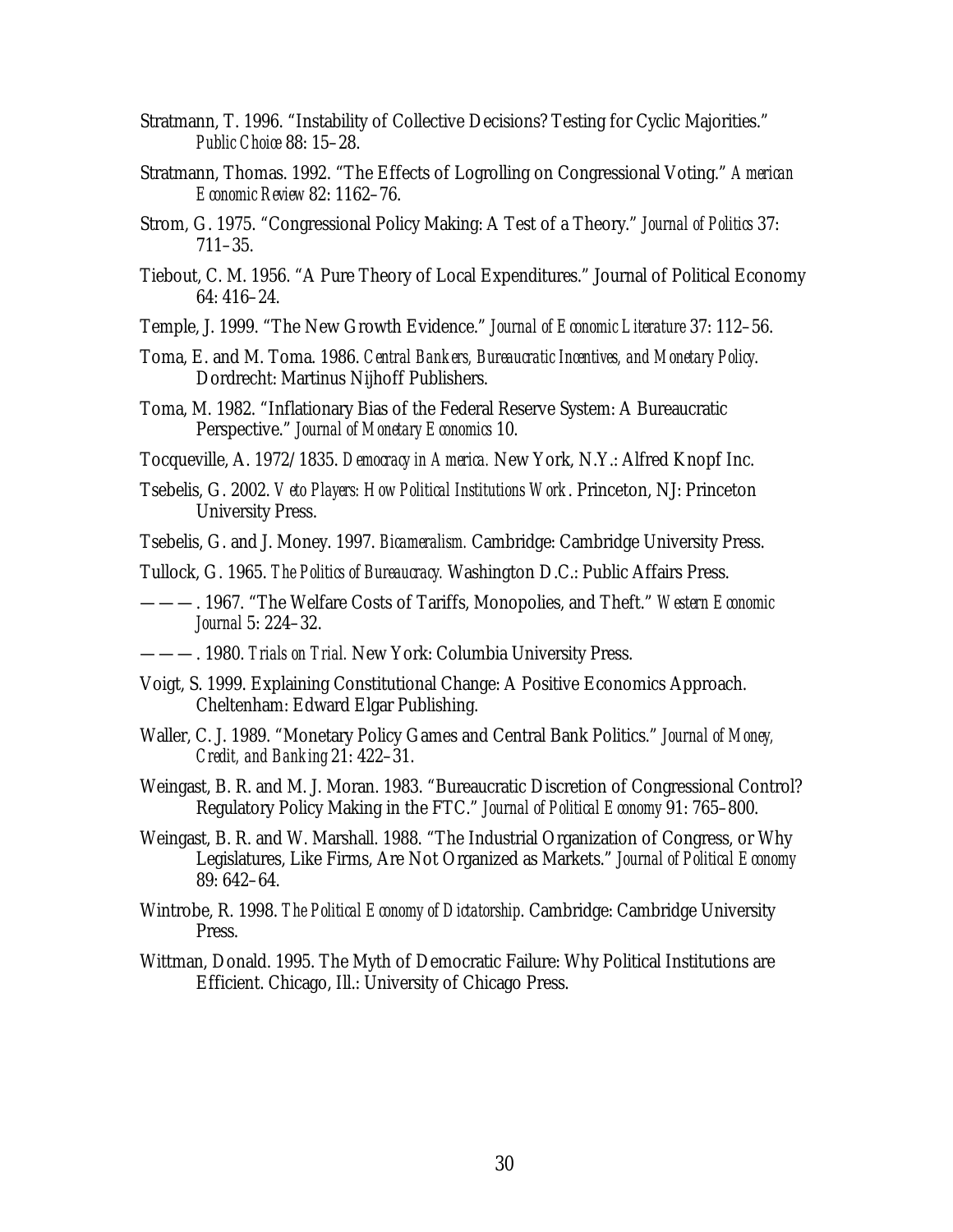Stratmann, T. 1996. "Instability of Collective Decisions? Testing for Cyclic Majorities." *Public Choice* 88: 15–28.

Stratmann, Thomas. 1992. "The Effects of Logrolling on Congressional Voting." *American Economic Review* 82: 1162–76.

Strom, G. 1975. "Congressional Policy Making: A Test of a Theory." *Journal of Politics* 37: 711–35.

Tiebout, C. M. 1956. "A Pure Theory of Local Expenditures." Journal of Political Economy 64: 416–24.

Temple, J. 1999. "The New Growth Evidence." *Journal of Economic Literature* 37: 112–56.

Toma, E. and M. Toma. 1986. *Central Bankers, Bureaucratic Incentives, and Monetary Policy*. Dordrecht: Martinus Nijhoff Publishers.

Toma, M. 1982. "Inflationary Bias of the Federal Reserve System: A Bureaucratic Perspective." *Journal of Monetary Economics* 10.

Tocqueville, A. 1972/1835. *Democracy in America.* New York, N.Y.: Alfred Knopf Inc.

Tsebelis, G. 2002. *Veto Players: How Political Institutions Work*. Princeton, NJ: Princeton University Press.

Tsebelis, G. and J. Money. 1997. *Bicameralism.* Cambridge: Cambridge University Press.

Tullock, G. 1965. *The Politics of Bureaucracy.* Washington D.C.: Public Affairs Press.

———. 1967. "The Welfare Costs of Tariffs, Monopolies, and Theft." *Western Economic Journal* 5: 224–32.

———. 1980. *Trials on Trial.* New York: Columbia University Press.

Voigt, S. 1999. Explaining Constitutional Change: A Positive Economics Approach. Cheltenham: Edward Elgar Publishing.

Waller, C. J. 1989. "Monetary Policy Games and Central Bank Politics." *Journal of Money, Credit, and Banking* 21: 422–31.

Weingast, B. R. and M. J. Moran. 1983. "Bureaucratic Discretion of Congressional Control? Regulatory Policy Making in the FTC." *Journal of Political Economy* 91: 765–800.

Weingast, B. R. and W. Marshall. 1988. "The Industrial Organization of Congress, or Why Legislatures, Like Firms, Are Not Organized as Markets." *Journal of Political Economy* 89: 642–64.

Wintrobe, R. 1998. *The Political Economy of Dictatorship*. Cambridge: Cambridge University Press.

Wittman, Donald. 1995. The Myth of Democratic Failure: Why Political Institutions are Efficient. Chicago, Ill.: University of Chicago Press.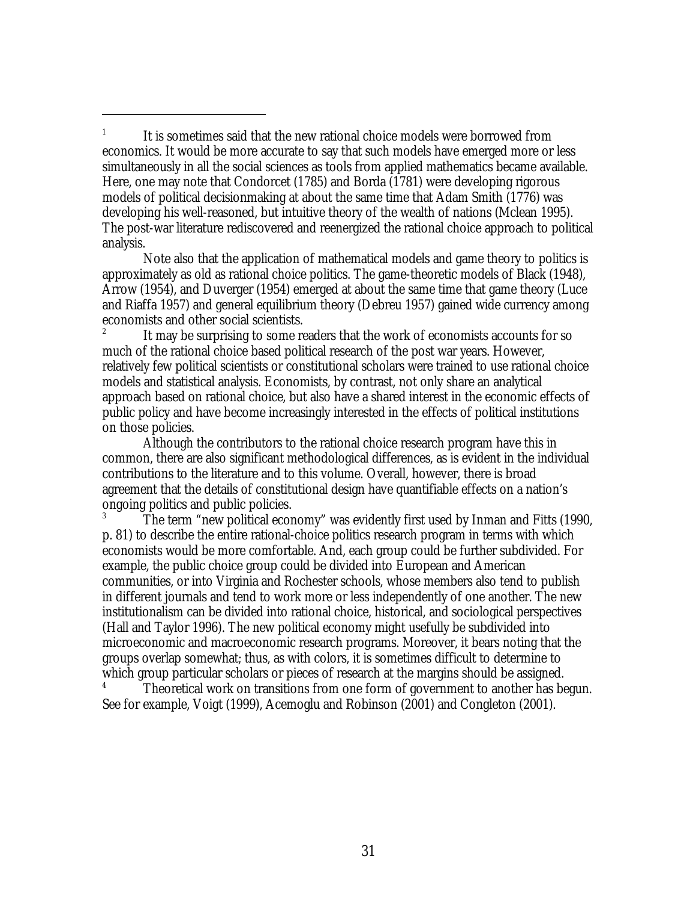[1] It is sometimes said that the new rational choice models were borrowed from economics. It would be more accurate to say that such models have emerged more or less simultaneously in all the social sciences as tools from applied mathematics became available. Here, one may note that Condorcet (1785) and Borda (1781) were developing rigorous models of political decisionmaking at about the same time that Adam Smith (1776) was developing his well-reasoned, but intuitive theory of the wealth of nations (Mclean 1995). The post-war literature rediscovered and reenergized the rational choice approach to political analysis.

Note also that the application of mathematical models and game theory to politics is approximately as old as rational choice politics. The game-theoretic models of Black (1948), Arrow (1954), and Duverger (1954) emerged at about the same time that game theory (Luce and Riaffa 1957) and general equilibrium theory (Debreu 1957) gained wide currency among economists and other social scientists.

[2] It may be surprising to some readers that the work of economists accounts for so much of the rational choice based political research of the post war years. However, relatively few political scientists or constitutional scholars were trained to use rational choice models and statistical analysis. Economists, by contrast, not only share an analytical approach based on rational choice, but also have a shared interest in the economic effects of public policy and have become increasingly interested in the effects of political institutions on those policies.

Although the contributors to the rational choice research program have this in common, there are also significant methodological differences, as is evident in the individual contributions to the literature and to this volume. Overall, however, there is broad agreement that the details of constitutional design have quantifiable effects on a nation's ongoing politics and public policies.

[3] The term "new political economy" was evidently first used by Inman and Fitts (1990, p. 81) to describe the entire rational-choice politics research program in terms with which economists would be more comfortable. And, each group could be further subdivided. For example, the public choice group could be divided into European and American communities, or into Virginia and Rochester schools, whose members also tend to publish in different journals and tend to work more or less independently of one another. The new institutionalism can be divided into rational choice, historical, and sociological perspectives (Hall and Taylor 1996). The new political economy might usefully be subdivided into microeconomic and macroeconomic research programs. Moreover, it bears noting that the groups overlap somewhat; thus, as with colors, it is sometimes difficult to determine to which group particular scholars or pieces of research at the margins should be assigned.

[4] Theoretical work on transitions from one form of government to another has begun. See for example, Voigt (1999), Acemoglu and Robinson (2001) and Congleton (2001).